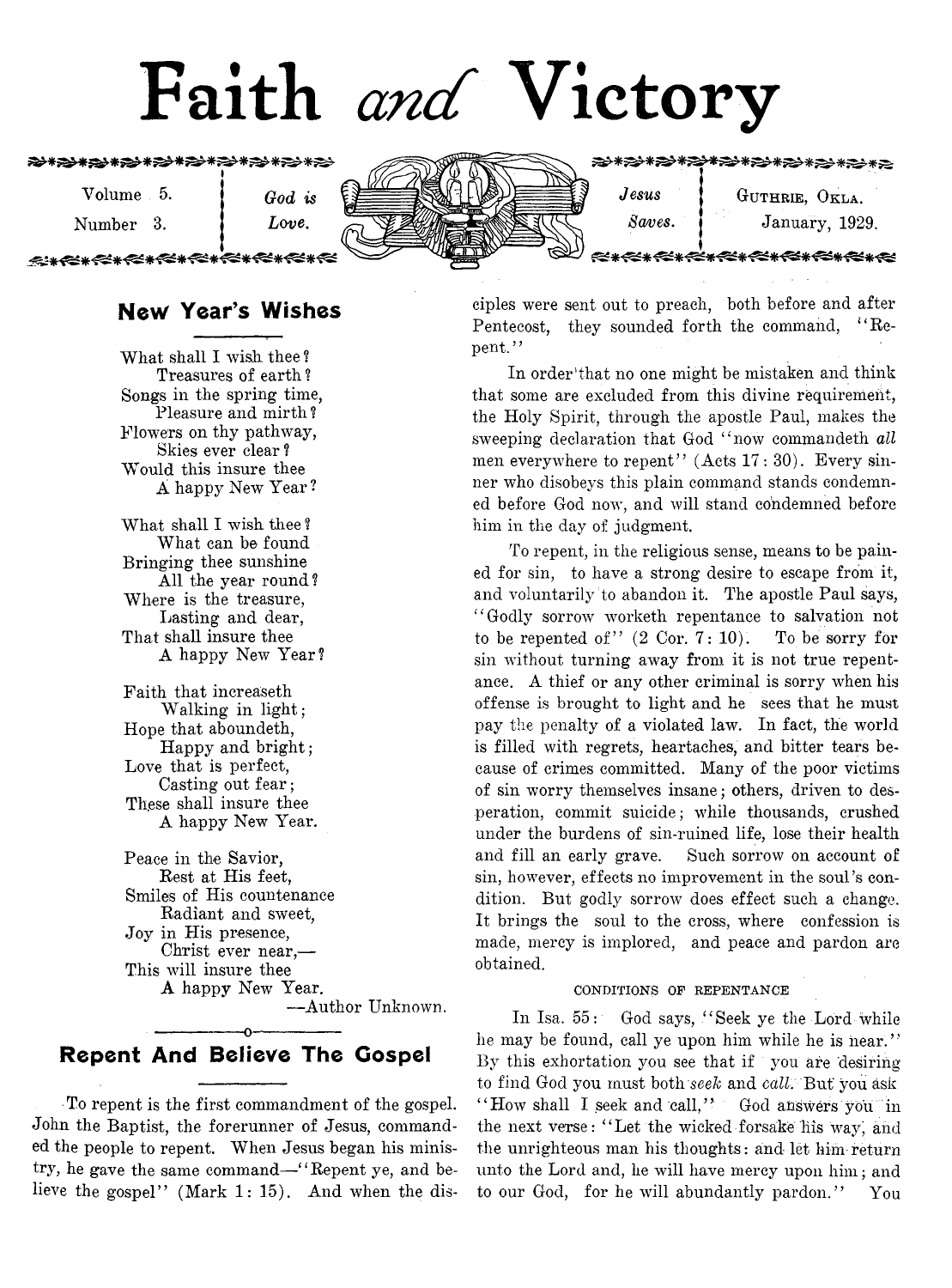# Faith *and* Victory

Volume 5. Number 3. | *God is Love.* | *Jesus Saves.* | Guthrie, Okla. January, 1929.

## New Year's Wishes

What shall I wish thee?
Treasures of earth?
Songs in the spring time,
Pleasure and mirth?
Flowers on thy pathway,
Skies ever clear?
Would this insure thee
A happy New Year?

What shall I wish thee?
What can be found
Bringing thee sunshine
All the year round?
Where is the treasure,
Lasting and dear,
That shall insure thee
A happy New Year?

Faith that increaseth
Walking in light;
Hope that aboundeth,
Happy and bright;
Love that is perfect,
Casting out fear;
These shall insure thee
A happy New Year.

Peace in the Savior,
Rest at His feet,
Smiles of His countenance
Radiant and sweet,
Joy in His presence,
Christ ever near,—
This will insure thee
A happy New Year.

—Author Unknown.

## Repent And Believe The Gospel

To repent is the first commandment of the gospel. John the Baptist, the forerunner of Jesus, commanded the people to repent. When Jesus began his ministry, he gave the same command—"Repent ye, and believe the gospel" (Mark 1: 15). And when the disciples were sent out to preach, both before and after Pentecost, they sounded forth the command, "Repent."

In order that no one might be mistaken and think that some are excluded from this divine requirement, the Holy Spirit, through the apostle Paul, makes the sweeping declaration that God "now commandeth *all* men everywhere to repent" (Acts 17: 30). Every sinner who disobeys this plain command stands condemned before God now, and will stand condemned before him in the day of judgment.

To repent, in the religious sense, means to be pained for sin, to have a strong desire to escape from it, and voluntarily to abandon it. The apostle Paul says, "Godly sorrow worketh repentance to salvation not to be repented of" (2 Cor. 7: 10). To be sorry for sin without turning away from it is not true repentance. A thief or any other criminal is sorry when his offense is brought to light and he sees that he must pay the penalty of a violated law. In fact, the world is filled with regrets, heartaches, and bitter tears because of crimes committed. Many of the poor victims of sin worry themselves insane; others, driven to desperation, commit suicide; while thousands, crushed under the burdens of sin-ruined life, lose their health and fill an early grave. Such sorrow on account of sin, however, effects no improvement in the soul's condition. But godly sorrow does effect such a change. It brings the soul to the cross, where confession is made, mercy is implored, and peace and pardon are obtained.

### CONDITIONS OF REPENTANCE

In Isa. 55: God says, "Seek ye the Lord while he may be found, call ye upon him while he is near." By this exhortation you see that if you are desiring to find God you must both *seek* and *call*. But you ask "How shall I seek and call," God answers you in the next verse: "Let the wicked forsake his way, and the unrighteous man his thoughts: and let him return unto the Lord and, he will have mercy upon him; and to our God, for he will abundantly pardon." You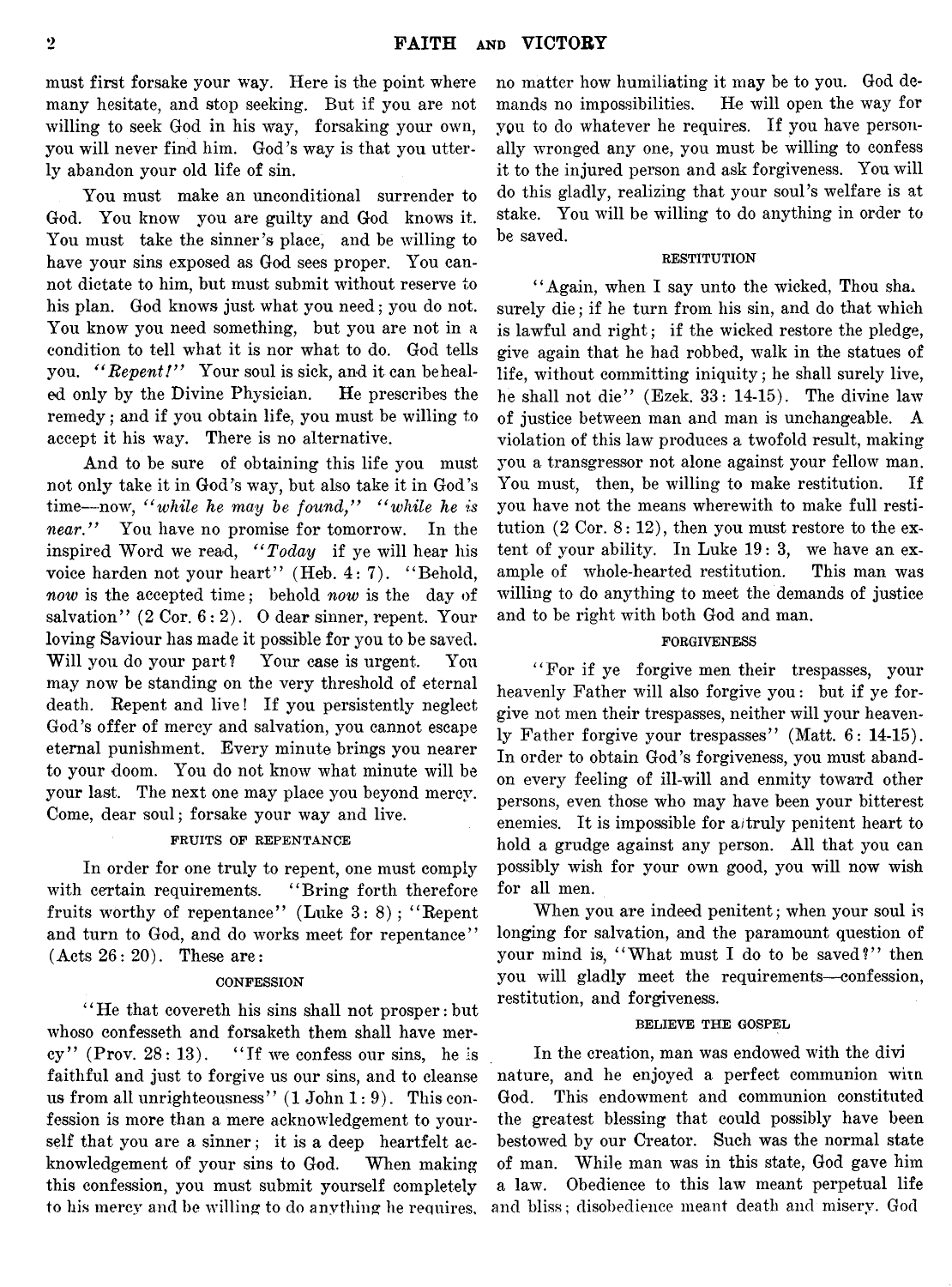must first forsake your way. Here is the point where many hesitate, and stop seeking. But if you are not willing to seek God in his way, forsaking your own, you will never find him. God's way is that you utterly abandon your old life of sin.

You must make an unconditional surrender to God. You know you are guilty and God knows it. You must take the sinner's place, and be willing to have your sins exposed as God sees proper. You cannot dictate to him, but must submit without reserve to his plan. God knows just what you need; you do not. You know you need something, but you are not in a condition to tell what it is nor what to do. God tells you. *"Repent!"* Your soul is sick, and it can be healed only by the Divine Physician. He prescribes the remedy; and if you obtain life, you must be willing to accept it his way. There is no alternative.

And to be sure of obtaining this life you must not only take it in God's way, but also take it in God's time—now, *"while he may be found," "while he is near."* You have no promise for tomorrow. In the inspired Word we read, *"Today* if ye will hear his voice harden not your heart" (Heb. 4: 7). "Behold, *now* is the accepted time; behold *now* is the day of salvation" (2 Cor. 6: 2). O dear sinner, repent. Your loving Saviour has made it possible for you to be saved. Will you do your part? Your case is urgent. You may now be standing on the very threshold of eternal death. Repent and live! If you persistently neglect God's offer of mercy and salvation, you cannot escape eternal punishment. Every minute brings you nearer to your doom. You do not know what minute will be your last. The next one may place you beyond mercy. Come, dear soul; forsake your way and live.

### FRUITS OF REPENTANCE

In order for one truly to repent, one must comply with certain requirements. "Bring forth therefore fruits worthy of repentance" (Luke 3: 8); "Repent and turn to God, and do works meet for repentance" (Acts 26: 20). These are:

### CONFESSION

"He that covereth his sins shall not prosper: but whoso confesseth and forsaketh them shall have mercy" (Prov. 28: 13). "If we confess our sins, he is faithful and just to forgive us our sins, and to cleanse us from all unrighteousness" (1 John 1: 9). This confession is more than a mere acknowledgement to yourself that you are a sinner; it is a deep heartfelt acknowledgement of your sins to God. When making this confession, you must submit yourself completely to his mercy and be willing to do anything he requires, no matter how humiliating it may be to you. God demands no impossibilities. He will open the way for you to do whatever he requires. If you have personally wronged any one, you must be willing to confess it to the injured person and ask forgiveness. You will do this gladly, realizing that your soul's welfare is at stake. You will be willing to do anything in order to be saved.

### RESTITUTION

"Again, when I say unto the wicked, Thou shalt surely die; if he turn from his sin, and do that which is lawful and right; if the wicked restore the pledge, give again that he had robbed, walk in the statues of life, without committing iniquity; he shall surely live, he shall not die" (Ezek. 33: 14-15). The divine law of justice between man and man is unchangeable. A violation of this law produces a twofold result, making you a transgressor not alone against your fellow man. You must, then, be willing to make restitution. If you have not the means wherewith to make full restitution (2 Cor. 8: 12), then you must restore to the extent of your ability. In Luke 19: 3, we have an example of whole-hearted restitution. This man was willing to do anything to meet the demands of justice and to be right with both God and man.

### FORGIVENESS

"For if ye forgive men their trespasses, your heavenly Father will also forgive you: but if ye forgive not men their trespasses, neither will your heavenly Father forgive your trespasses" (Matt. 6: 14-15). In order to obtain God's forgiveness, you must abandon every feeling of ill-will and enmity toward other persons, even those who may have been your bitterest enemies. It is impossible for a truly penitent heart to hold a grudge against any person. All that you can possibly wish for your own good, you will now wish for all men.

When you are indeed penitent; when your soul is longing for salvation, and the paramount question of your mind is, "What must I do to be saved?" then you will gladly meet the requirements—confession, restitution, and forgiveness.

### BELIEVE THE GOSPEL

In the creation, man was endowed with the divine nature, and he enjoyed a perfect communion with God. This endowment and communion constituted the greatest blessing that could possibly have been bestowed by our Creator. Such was the normal state of man. While man was in this state, God gave him a law. Obedience to this law meant perpetual life and bliss; disobedience meant death and misery. God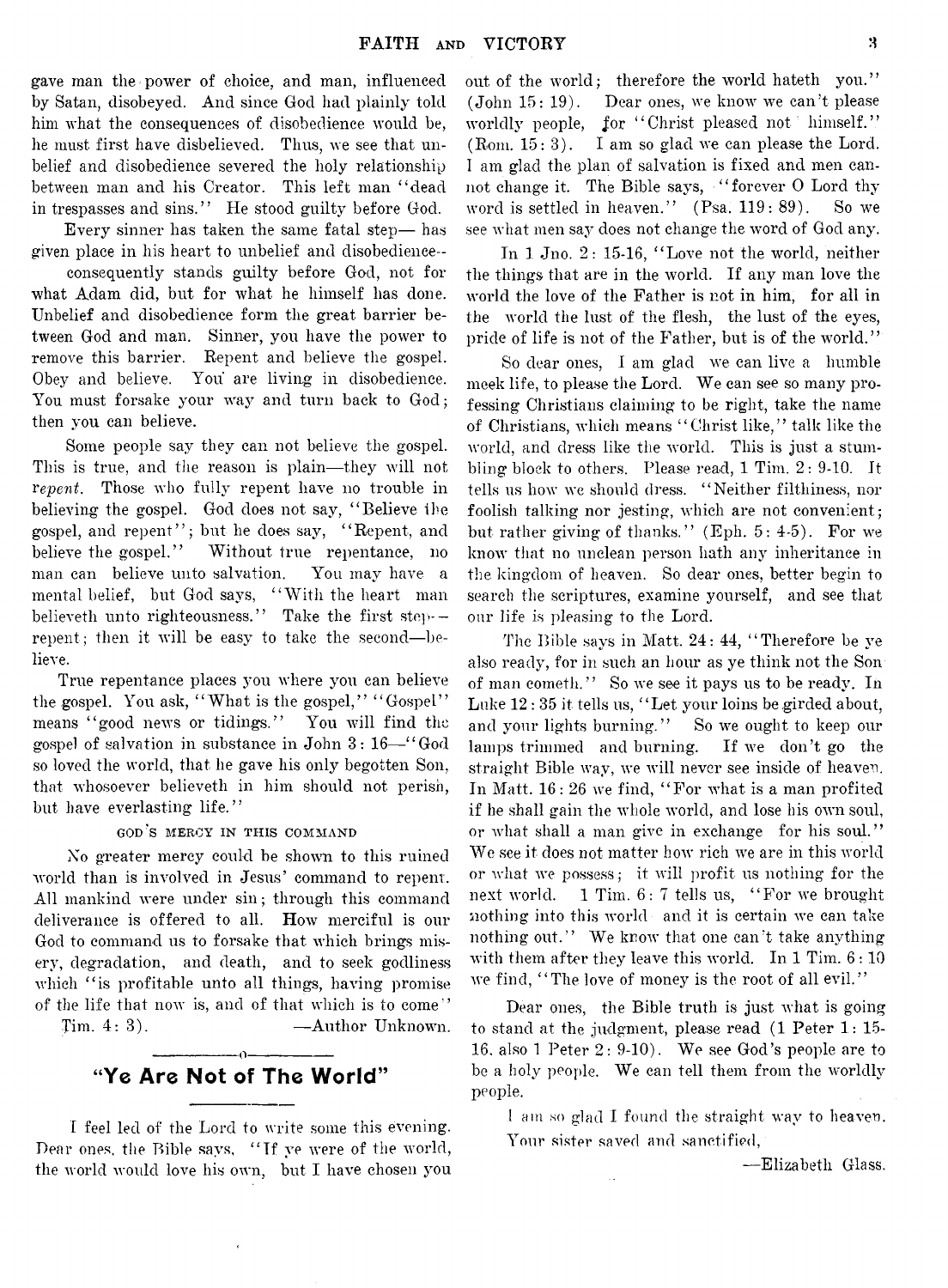gave man the power of choice, and man, influenced by Satan, disobeyed. And since God had plainly told him what the consequences of disobedience would be, he must first have disbelieved. Thus, we see that unbelief and disobedience severed the holy relationship between man and his Creator. This left man "dead in trespasses and sins." He stood guilty before God.

Every sinner has taken the same fatal step— has given place in his heart to unbelief and disobedience-- consequently stands guilty before God, not for what Adam did, but for what he himself has done. Unbelief and disobedience form the great barrier between God and man. Sinner, you have the power to remove this barrier. Repent and believe the gospel. Obey and believe. You are living in disobedience. You must forsake your way and turn back to God; then you can believe.

Some people say they can not believe the gospel. This is true, and the reason is plain—they will not *repent*. Those who fully repent have no trouble in believing the gospel. God does not say, "Believe the gospel, and repent"; but he does say, "Repent, and believe the gospel." Without true repentance, no man can believe unto salvation. You may have a mental belief, but God says, "With the heart man believeth unto righteousness." Take the first step—repent; then it will be easy to take the second—believe.

True repentance places you where you can believe the gospel. You ask, "What is the gospel," "Gospel" means "good news or tidings." You will find the gospel of salvation in substance in John 3: 16—"God so loved the world, that he gave his only begotten Son, that whosoever believeth in him should not perish, but have everlasting life."

GOD'S MERCY IN THIS COMMAND

No greater mercy could be shown to this ruined world than is involved in Jesus' command to repent. All mankind were under sin; through this command deliverance is offered to all. How merciful is our God to command us to forsake that which brings misery, degradation, and death, and to seek godliness which "is profitable unto all things, having promise of the life that now is, and of that which is to come" Tim. 4: 3). —Author Unknown.

## "Ye Are Not of The World"

I feel led of the Lord to write some this evening. Dear ones, the Bible says, "If ye were of the world, the world would love his own, but I have chosen you out of the world; therefore the world hateth you." (John 15: 19). Dear ones, we know we can't please worldly people, for "Christ pleased not himself." (Rom. 15: 3). I am so glad we can please the Lord. I am glad the plan of salvation is fixed and men cannot change it. The Bible says, "forever O Lord thy word is settled in heaven." (Psa. 119: 89). So we see what men say does not change the word of God any.

In 1 Jno. 2: 15-16, "Love not the world, neither the things that are in the world. If any man love the world the love of the Father is not in him, for all in the world the lust of the flesh, the lust of the eyes, pride of life is not of the Father, but is of the world."

So dear ones, I am glad we can live a humble meek life, to please the Lord. We can see so many professing Christians claiming to be right, take the name of Christians, which means "Christ like," talk like the world, and dress like the world. This is just a stumbling block to others. Please read, 1 Tim. 2: 9-10. It tells us how we should dress. "Neither filthiness, nor foolish talking nor jesting, which are not convenient; but rather giving of thanks." (Eph. 5: 4-5). For we know that no unclean person hath any inheritance in the kingdom of heaven. So dear ones, better begin to search the scriptures, examine yourself, and see that our life is pleasing to the Lord.

The Bible says in Matt. 24: 44, "Therefore be ye also ready, for in such an hour as ye think not the Son of man cometh." So we see it pays us to be ready. In Luke 12: 35 it tells us, "Let your loins be girded about, and your lights burning." So we ought to keep our lamps trimmed and burning. If we don't go the straight Bible way, we will never see inside of heaven. In Matt. 16: 26 we find, "For what is a man profited if he shall gain the whole world, and lose his own soul, or what shall a man give in exchange for his soul." We see it does not matter how rich we are in this world or what we possess; it will profit us nothing for the next world. 1 Tim. 6: 7 tells us, "For we brought nothing into this world and it is certain we can take nothing out." We know that one can't take anything with them after they leave this world. In 1 Tim. 6: 10 we find, "The love of money is the root of all evil."

Dear ones, the Bible truth is just what is going to stand at the judgment, please read (1 Peter 1: 15-16, also 1 Peter 2: 9-10). We see God's people are to be a holy people. We can tell them from the worldly people.

I am so glad I found the straight way to heaven.
Your sister saved and sanctified,

—Elizabeth Glass.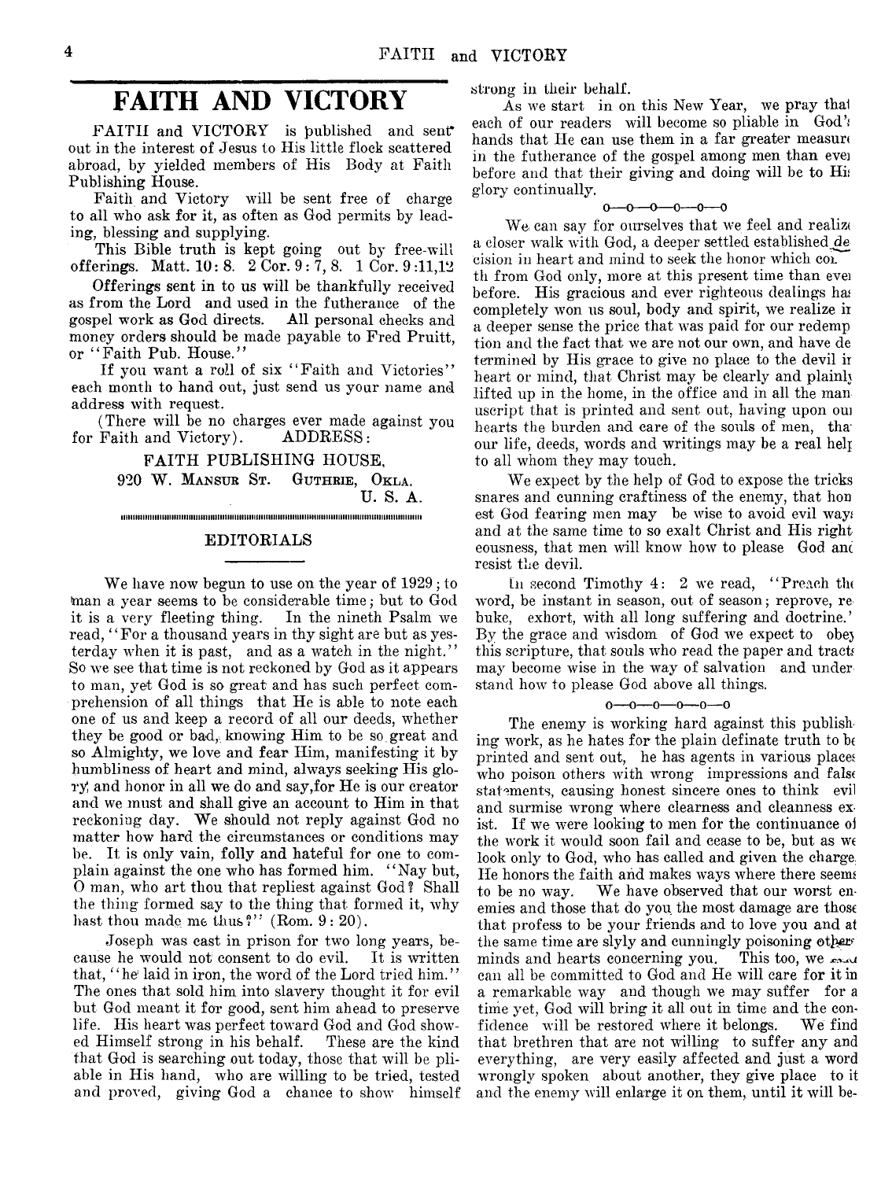# FAITH AND VICTORY

FAITH and VICTORY is published and sent out in the interest of Jesus to His little flock scattered abroad, by yielded members of His Body at Faith Publishing House.

Faith and Victory will be sent free of charge to all who ask for it, as often as God permits by leading, blessing and supplying.

This Bible truth is kept going out by free-will offerings. Matt. 10: 8. 2 Cor. 9: 7, 8. 1 Cor. 9 :11,12

Offerings sent in to us will be thankfully received as from the Lord and used in the futherance of the gospel work as God directs. All personal checks and money orders should be made payable to Fred Pruitt, or "Faith Pub. House."

If you want a roll of six "Faith and Victories" each month to hand out, just send us your name and address with request.

(There will be no charges ever made against you for Faith and Victory). ADDRESS:

FAITH PUBLISHING HOUSE,
920 W. MANSUR ST. GUTHRIE, OKLA.
U. S. A.

## EDITORIALS

We have now begun to use on the year of 1929; to man a year seems to be considerable time; but to God it is a very fleeting thing. In the nineth Psalm we read, "For a thousand years in thy sight are but as yesterday when it is past, and as a watch in the night." So we see that time is not reckoned by God as it appears to man, yet God is so great and has such perfect comprehension of all things that He is able to note each one of us and keep a record of all our deeds, whether they be good or bad, knowing Him to be so great and so Almighty, we love and fear Him, manifesting it by humbliness of heart and mind, always seeking His glory and honor in all we do and say,for He is our creator and we must and shall give an account to Him in that reckoning day. We should not reply against God no matter how hard the circumstances or conditions may be. It is only vain, folly and hateful for one to complain against the one who has formed him. "Nay but, O man, who art thou that repliest against God? Shall the thing formed say to the thing that formed it, why hast thou made me thus?" (Rom. 9: 20).

Joseph was cast in prison for two long years, because he would not consent to do evil. It is written that, "he laid in iron, the word of the Lord tried him." The ones that sold him into slavery thought it for evil but God meant it for good, sent him ahead to preserve life. His heart was perfect toward God and God showed Himself strong in his behalf. These are the kind that God is searching out today, those that will be pliable in His hand, who are willing to be tried, tested and proved, giving God a chance to show himself strong in their behalf.

As we start in on this New Year, we pray that each of our readers will become so pliable in God's hands that He can use them in a far greater measure in the futherance of the gospel among men than ever before and that their giving and doing will be to His glory continually.

o—o—o—o—o—o

We can say for ourselves that we feel and realize a closer walk with God, a deeper settled established decision in heart and mind to seek the honor which cometh from God only, more at this present time than ever before. His gracious and ever righteous dealings has completely won us soul, body and spirit, we realize in a deeper sense the price that was paid for our redemption and the fact that we are not our own, and have determined by His grace to give no place to the devil in heart or mind, that Christ may be clearly and plainly lifted up in the home, in the office and in all the manuscript that is printed and sent out, having upon our hearts the burden and care of the souls of men, that our life, deeds, words and writings may be a real help to all whom they may touch.

We expect by the help of God to expose the tricks snares and cunning craftiness of the enemy, that honest God fearing men may be wise to avoid evil ways and at the same time to so exalt Christ and His righteousness, that men will know how to please God and resist the devil.

In second Timothy 4: 2 we read, "Preach the word, be instant in season, out of season; reprove, rebuke, exhort, with all long suffering and doctrine." By the grace and wisdom of God we expect to obey this scripture, that souls who read the paper and tracts may become wise in the way of salvation and understand how to please God above all things.

o—o—o—o—o—o

The enemy is working hard against this publishing work, as he hates for the plain definate truth to be printed and sent out, he has agents in various places who poison others with wrong impressions and false statements, causing honest sincere ones to think evil and surmise wrong where clearness and cleanness exist. If we were looking to men for the continuance of the work it would soon fail and cease to be, but as we look only to God, who has called and given the charge, He honors the faith and makes ways where there seems to be no way. We have observed that our worst enemies and those that do you the most damage are those that profess to be your friends and to love you and at the same time are slyly and cunningly poisoning others minds and hearts concerning you. This too, we can all be committed to God and He will care for it in a remarkable way and though we may suffer for a time yet, God will bring it all out in time and the confidence will be restored where it belongs. We find that brethren that are not willing to suffer any and everything, are very easily affected and just a word wrongly spoken about another, they give place to it and the enemy will enlarge it on them, until it will be-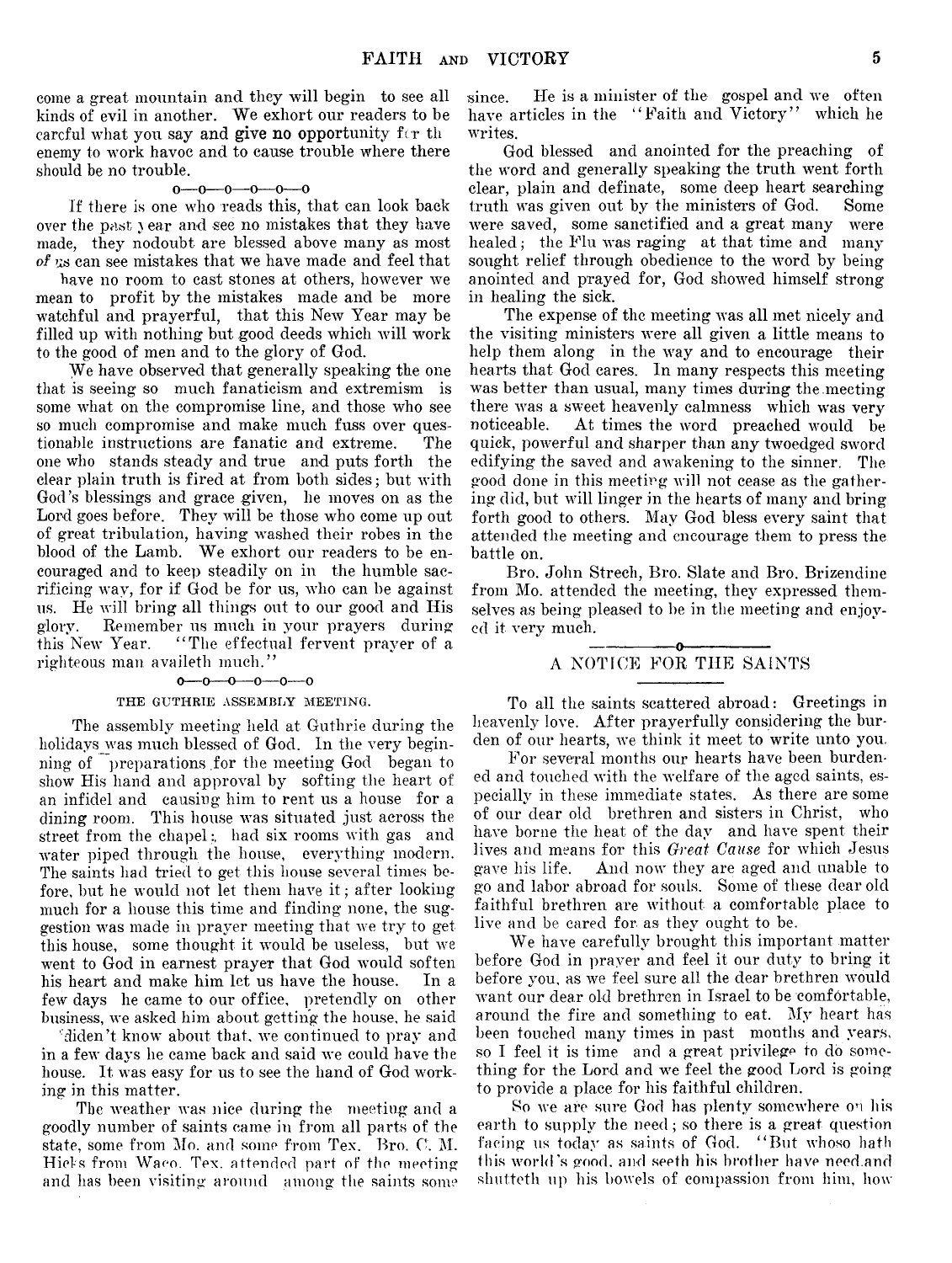come a great mountain and they will begin to see all kinds of evil in another. We exhort our readers to be careful what you say and give no opportunity for the enemy to work havoc and to cause trouble where there should be no trouble.

o—o—o—o—o—o

If there is one who reads this, that can look back over the past year and see no mistakes that they have made, they nodoubt are blessed above many as most of us can see mistakes that we have made and feel that have no room to cast stones at others, however we mean to profit by the mistakes made and be more watchful and prayerful, that this New Year may be filled up with nothing but good deeds which will work to the good of men and to the glory of God.

We have observed that generally speaking the one that is seeing so much fanaticism and extremism is some what on the compromise line, and those who see so much compromise and make much fuss over questionable instructions are fanatic and extreme. The one who stands steady and true and puts forth the clear plain truth is fired at from both sides; but with God's blessings and grace given, he moves on as the Lord goes before. They will be those who come up out of great tribulation, having washed their robes in the blood of the Lamb. We exhort our readers to be encouraged and to keep steadily on in the humble sacrificing way, for if God be for us, who can be against us. He will bring all things out to our good and His glory. Remember us much in your prayers during this New Year. "The effectual fervent prayer of a righteous man availeth much."

o—o—o—o—o—o

THE GUTHRIE ASSEMBLY MEETING.

The assembly meeting held at Guthrie during the holidays was much blessed of God. In the very beginning of preparations for the meeting God began to show His hand and approval by softing the heart of an infidel and causing him to rent us a house for a dining room. This house was situated just across the street from the chapel; had six rooms with gas and water piped through the house, everything modern. The saints had tried to get this house several times before, but he would not let them have it; after looking much for a house this time and finding none, the suggestion was made in prayer meeting that we try to get this house, some thought it would be useless, but we went to God in earnest prayer that God would soften his heart and make him let us have the house. In a few days he came to our office, pretendly on other business, we asked him about getting the house, he said 'diden't know about that, we continued to pray and in a few days he came back and said we could have the house. It was easy for us to see the hand of God working in this matter.

The weather was nice during the meeting and a goodly number of saints came in from all parts of the state, some from Mo. and some from Tex. Bro. C. M. Hicks from Waco, Tex. attended part of the meeting and has been visiting around among the saints some since. He is a minister of the gospel and we often have articles in the "Faith and Victory" which he writes.

God blessed and anointed for the preaching of the word and generally speaking the truth went forth clear, plain and definate, some deep heart searching truth was given out by the ministers of God. Some were saved, some sanctified and a great many were healed; the Flu was raging at that time and many sought relief through obedience to the word by being anointed and prayed for, God showed himself strong in healing the sick.

The expense of the meeting was all met nicely and the visiting ministers were all given a little means to help them along in the way and to encourage their hearts that God cares. In many respects this meeting was better than usual, many times during the meeting there was a sweet heavenly calmness which was very noticeable. At times the word preached would be quick, powerful and sharper than any twoedged sword edifying the saved and awakening to the sinner. The good done in this meeting will not cease as the gathering did, but will linger in the hearts of many and bring forth good to others. May God bless every saint that attended the meeting and encourage them to press the battle on.

Bro. John Strech, Bro. Slate and Bro. Brizendine from Mo. attended the meeting, they expressed themselves as being pleased to be in the meeting and enjoyed it very much.

## A NOTICE FOR THE SAINTS

To all the saints scattered abroad: Greetings in heavenly love. After prayerfully considering the burden of our hearts, we think it meet to write unto you.

For several months our hearts have been burdened and touched with the welfare of the aged saints, especially in these immediate states. As there are some of our dear old brethren and sisters in Christ, who have borne the heat of the day and have spent their lives and means for this *Great Cause* for which Jesus gave his life. And now they are aged and unable to go and labor abroad for souls. Some of these dear old faithful brethren are without a comfortable place to live and be cared for as they ought to be.

We have carefully brought this important matter before God in prayer and feel it our duty to bring it before you, as we feel sure all the dear brethren would want our dear old brethren in Israel to be comfortable, around the fire and something to eat. My heart has been touched many times in past months and years, so I feel it is time and a great privilege to do something for the Lord and we feel the good Lord is going to provide a place for his faithful children.

So we are sure God has plenty somewhere on his earth to supply the need; so there is a great question facing us today as saints of God. "But whoso hath this world's good, and seeth his brother have need and shutteth up his bowels of compassion from him, how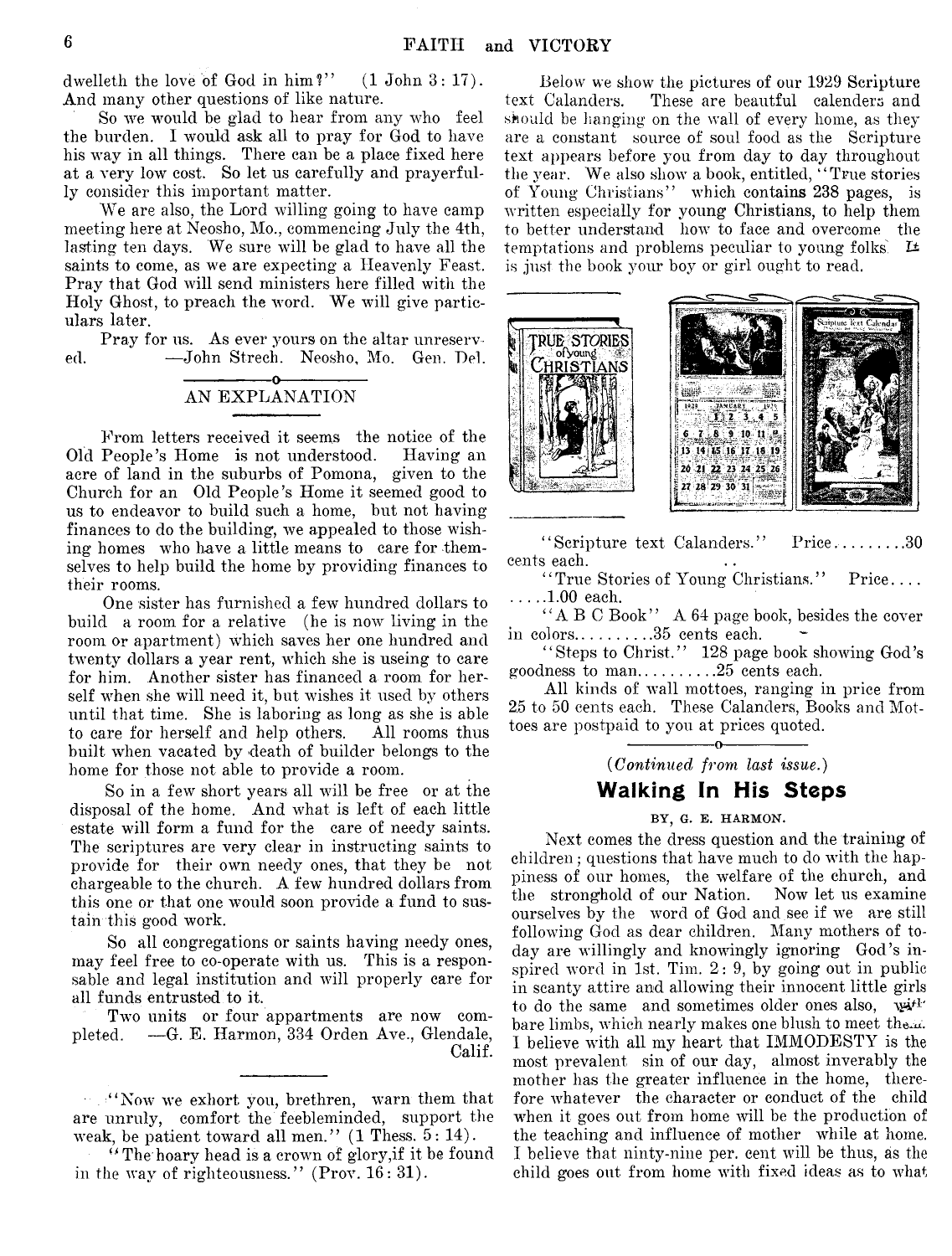dwelleth the love of God in him?" (1 John 3: 17). And many other questions of like nature.

So we would be glad to hear from any who feel the burden. I would ask all to pray for God to have his way in all things. There can be a place fixed here at a very low cost. So let us carefully and prayerfully consider this important matter.

We are also, the Lord willing going to have camp meeting here at Neosho, Mo., commencing July the 4th, lasting ten days. We sure will be glad to have all the saints to come, as we are expecting a Heavenly Feast. Pray that God will send ministers here filled with the Holy Ghost, to preach the word. We will give particulars later.

Pray for us. As ever yours on the altar unreserved. —John Strech. Neosho, Mo. Gen. Del.

## AN EXPLANATION

From letters received it seems the notice of the Old People's Home is not understood. Having an acre of land in the suburbs of Pomona, given to the Church for an Old People's Home it seemed good to us to endeavor to build such a home, but not having finances to do the building, we appealed to those wishing homes who have a little means to care for themselves to help build the home by providing finances to their rooms.

One sister has furnished a few hundred dollars to build a room for a relative (he is now living in the room or apartment) which saves her one hundred and twenty dollars a year rent, which she is useing to care for him. Another sister has financed a room for herself when she will need it, but wishes it used by others until that time. She is laboring as long as she is able to care for herself and help others. All rooms thus built when vacated by death of builder belongs to the home for those not able to provide a room.

So in a few short years all will be free or at the disposal of the home. And what is left of each little estate will form a fund for the care of needy saints. The scriptures are very clear in instructing saints to provide for their own needy ones, that they be not chargeable to the church. A few hundred dollars from this one or that one would soon provide a fund to sustain this good work.

So all congregations or saints having needy ones, may feel free to co-operate with us. This is a responsable and legal institution and will properly care for all funds entrusted to it.

Two units or four appartments are now completed. —G. E. Harmon, 334 Orden Ave., Glendale, Calif.

"Now we exhort you, brethren, warn them that are unruly, comfort the feebleminded, support the weak, be patient toward all men." (1 Thess. 5: 14).

"The hoary head is a crown of glory,if it be found in the way of righteousness." (Prov. 16: 31).

Below we show the pictures of our 1929 Scripture text Calanders. These are beautiful calenders and should be hanging on the wall of every home, as they are a constant source of soul food as the Scripture text appears before you from day to day throughout the year. We also show a book, entitled, "True stories of Young Christians" which contains 238 pages, is written especially for young Christians, to help them to better understand how to face and overcome the temptations and problems peculiar to young folks. It is just the book your boy or girl ought to read.

"Scripture text Calanders." Price.........30 cents each.

"True Stories of Young Christians." Price.........1.00 each.

"A B C Book" A 64 page book, besides the cover in colors.........35 cents each.

"Steps to Christ." 128 page book showing God's goodness to man.........25 cents each.

All kinds of wall mottoes, ranging in price from 25 to 50 cents each. These Calanders, Books and Mottoes are postpaid to you at prices quoted.

*(Continued from last issue.)*

## Walking In His Steps

BY, G. E. HARMON.

Next comes the dress question and the training of children; questions that have much to do with the happiness of our homes, the welfare of the church, and the stronghold of our Nation. Now let us examine ourselves by the word of God and see if we are still following God as dear children. Many mothers of today are willingly and knowingly ignoring God's inspired word in 1st. Tim. 2: 9, by going out in public in scanty attire and allowing their innocent little girls to do the same and sometimes older ones also, with bare limbs, which nearly makes one blush to meet them. I believe with all my heart that IMMODESTY is the most prevalent sin of our day, almost inverably the mother has the greater influence in the home, therefore whatever the character or conduct of the child when it goes out from home will be the production of the teaching and influence of mother while at home. I believe that ninty-nine per. cent will be thus, as the child goes out from home with fixed ideas as to what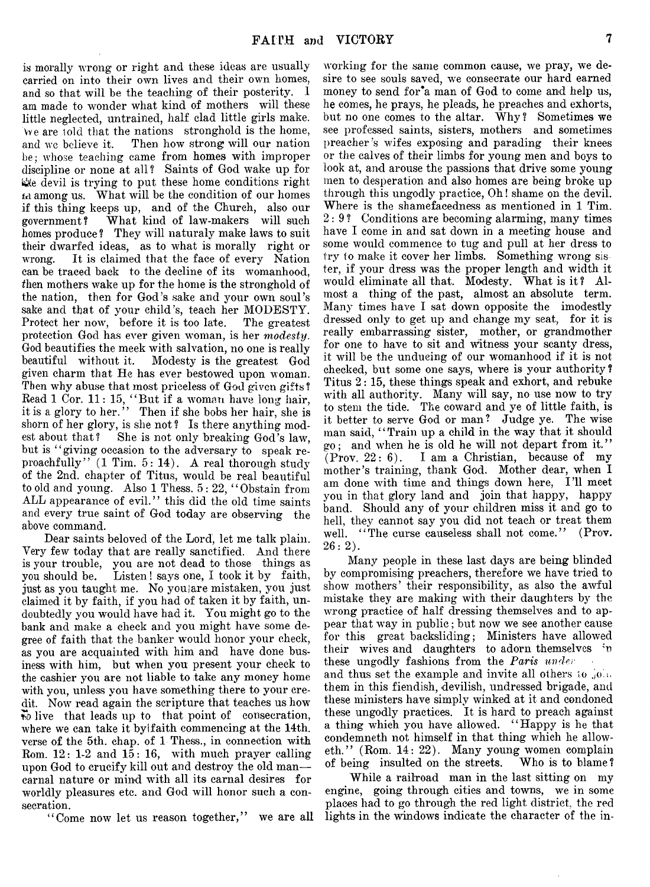is morally wrong or right and these ideas are usually carried on into their own lives and their own homes, and so that will be the teaching of their posterity. I am made to wonder what kind of mothers will these little neglected, untrained, half clad little girls make. We are told that the nations stronghold is the home, and we believe it. Then how strong will our nation be; whose teaching came from homes with improper discipline or none at all? Saints of God wake up for the devil is trying to put these home conditions right in among us. What will be the condition of our homes if this thing keeps up, and of the Church, also our government? What kind of law-makers will such homes produce? They will naturaly make laws to suit their dwarfed ideas, as to what is morally right or wrong. It is claimed that the face of every Nation can be traced back to the decline of its womanhood, then mothers wake up for the home is the stronghold of the nation, then for God's sake and your own soul's sake and that of your child's, teach her MODESTY. Protect her now, before it is too late. The greatest protection God has ever given woman, is her *modesty*. God beautifies the meek with salvation, no one is really beautiful without it. Modesty is the greatest God given charm that He has ever bestowed upon woman. Then why abuse that most priceless of God given gifts? Read 1 Cor. 11: 15, "But if a woman have long hair, it is a glory to her." Then if she bobs her hair, she is shorn of her glory, is she not? Is there anything modest about that? She is not only breaking God's law, but is "giving occasion to the adversary to speak reproachfully" (1 Tim. 5: 14). A real thorough study of the 2nd. chapter of Titus, would be real beautiful to old and young. Also 1 Thess. 5: 22, "Obstain from ALL appearance of evil." this did the old time saints and every true saint of God today are observing the above command.

Dear saints beloved of the Lord, let me talk plain. Very few today that are really sanctified. And there is your trouble, you are not dead to those things as you should be. Listen! says one, I took it by faith, just as you taught me. No you are mistaken, you just claimed it by faith, if you had of taken it by faith, undoubtedly you would have had it. You might go to the bank and make a check and you might have some degree of faith that the banker would honor your check, as you are acquainted with him and have done business with him, but when you present your check to the cashier you are not liable to take any money home with you, unless you have something there to your credit. Now read again the scripture that teaches us how to live that leads up to that point of consecration, where we can take it by faith commencing at the 14th. verse of the 5th. chap. of 1 Thess., in connection with Rom. 12: 1-2 and 15: 16, with much prayer calling upon God to crucify kill out and destroy the old man—carnal nature or mind with all its carnal desires for worldly pleasures etc. and God will honor such a consecration.

"Come now let us reason together," we are all working for the same common cause, we pray, we desire to see souls saved, we consecrate our hard earned money to send for a man of God to come and help us, he comes, he prays, he pleads, he preaches and exhorts, but no one comes to the altar. Why? Sometimes we see professed saints, sisters, mothers and sometimes preacher's wifes exposing and parading their knees or the calves of their limbs for young men and boys to look at, and arouse the passions that drive some young men to desperation and also homes are being broke up through this ungodly practice, Oh! shame on the devil. Where is the shamefacedness as mentioned in 1 Tim. 2: 9? Conditions are becoming alarming, many times have I come in and sat down in a meeting house and some would commence to tug and pull at her dress to try to make it cover her limbs. Something wrong sister, if your dress was the proper length and width it would eliminate all that. Modesty. What is it? Almost a thing of the past, almost an absolute term. Many times have I sat down opposite the imodestly dressed only to get up and change my seat, for it is really embarrassing sister, mother, or grandmother for one to have to sit and witness your scanty dress, it will be the undueing of our womanhood if it is not checked, but some one says, where is your authority? Titus 2: 15, these things speak and exhort, and rebuke with all authority. Many will say, no use now to try to stem the tide. The coward and ye of little faith, is it better to serve God or man? Judge ye. The wise man said, "Train up a child in the way that it should go; and when he is old he will not depart from it." (Prov. 22: 6). I am a Christian, because of my mother's training, thank God. Mother dear, when I am done with time and things down here, I'll meet you in that glory land and join that happy, happy band. Should any of your children miss it and go to hell, they cannot say you did not teach or treat them well. "The curse causeless shall not come." (Prov. 26: 2).

Many people in these last days are being blinded by compromising preachers, therefore we have tried to show mothers' their responsibility, as also the awful mistake they are making with their daughters by the wrong practice of half dressing themselves and to appear that way in public; but now we see another cause for this great backsliding; Ministers have allowed their wives and daughters to adorn themselves in these ungodly fashions from the *Paris under* and thus set the example and invite all others to join them in this fiendish, devilish, undressed brigade, and these ministers have simply winked at it and condoned these ungodly practices. It is hard to preach against a thing which you have allowed. "Happy is he that condemneth not himself in that thing which he alloweth." (Rom. 14: 22). Many young women complain of being insulted on the streets. Who is to blame?

While a railroad man in the last sitting on my engine, going through cities and towns, we in some places had to go through the red light district, the red lights in the windows indicate the character of the in-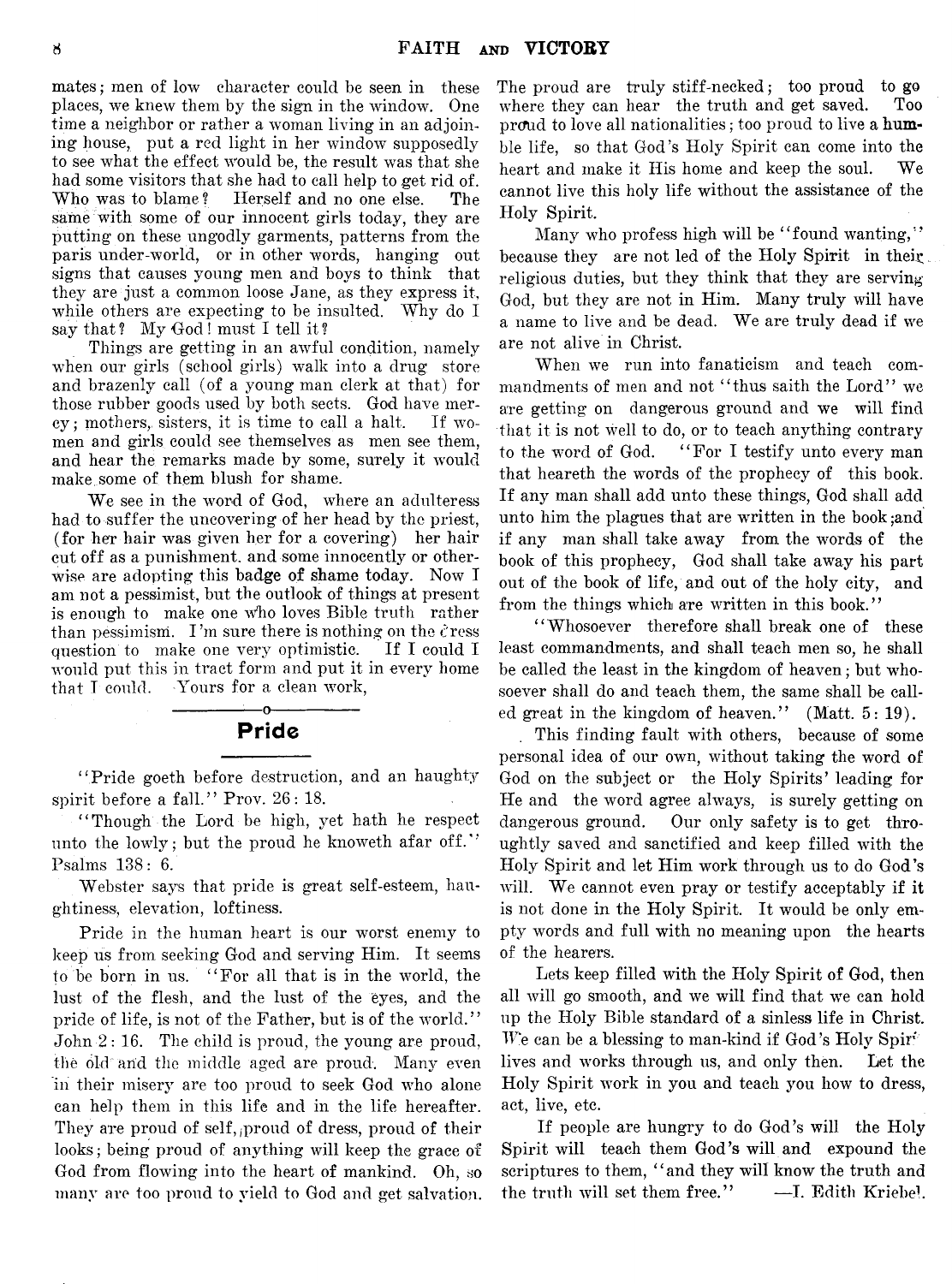mates; men of low character could be seen in these places, we knew them by the sign in the window. One time a neighbor or rather a woman living in an adjoining house, put a red light in her window supposedly to see what the effect would be, the result was that she had some visitors that she had to call help to get rid of. Who was to blame? Herself and no one else. The same with some of our innocent girls today, they are putting on these ungodly garments, patterns from the paris under-world, or in other words, hanging out signs that causes young men and boys to think that they are just a common loose Jane, as they express it, while others are expecting to be insulted. Why do I say that? My God! must I tell it?

Things are getting in an awful condition, namely when our girls (school girls) walk into a drug store and brazenly call (of a young man clerk at that) for those rubber goods used by both sects. God have mercy; mothers, sisters, it is time to call a halt. If women and girls could see themselves as men see them, and hear the remarks made by some, surely it would make some of them blush for shame.

We see in the word of God, where an adulteress had to suffer the uncovering of her head by the priest, (for her hair was given her for a covering) her hair cut off as a punishment. and some innocently or otherwise are adopting this badge of shame today. Now I am not a pessimist, but the outlook of things at present is enough to make one who loves Bible truth rather than pessimism. I'm sure there is nothing on the dress question to make one very optimistic. If I could I would put this in tract form and put it in every home that I could. Yours for a clean work,

## Pride

"Pride goeth before destruction, and an haughty spirit before a fall." Prov. 26: 18.

"Though the Lord be high, yet hath he respect unto the lowly; but the proud he knoweth afar off." Psalms 138: 6.

Webster says that pride is great self-esteem, haughtiness, elevation, loftiness.

Pride in the human heart is our worst enemy to keep us from seeking God and serving Him. It seems to be born in us. "For all that is in the world, the lust of the flesh, and the lust of the eyes, and the pride of life, is not of the Father, but is of the world." John 2: 16. The child is proud, the young are proud, the old and the middle aged are proud. Many even in their misery are too proud to seek God who alone can help them in this life and in the life hereafter. They are proud of self, proud of dress, proud of their looks; being proud of anything will keep the grace of God from flowing into the heart of mankind. Oh, so many are too proud to yield to God and get salvation. The proud are truly stiff-necked; too proud to go where they can hear the truth and get saved. Too proud to love all nationalities; too proud to live a humble life, so that God's Holy Spirit can come into the heart and make it His home and keep the soul. We cannot live this holy life without the assistance of the Holy Spirit.

Many who profess high will be "found wanting," because they are not led of the Holy Spirit in their religious duties, but they think that they are serving God, but they are not in Him. Many truly will have a name to live and be dead. We are truly dead if we are not alive in Christ.

When we run into fanaticism and teach commandments of men and not "thus saith the Lord" we are getting on dangerous ground and we will find that it is not well to do, or to teach anything contrary to the word of God. "For I testify unto every man that heareth the words of the prophecy of this book. If any man shall add unto these things, God shall add unto him the plagues that are written in the book;and if any man shall take away from the words of the book of this prophecy, God shall take away his part out of the book of life, and out of the holy city, and from the things which are written in this book."

"Whosoever therefore shall break one of these least commandments, and shall teach men so, he shall be called the least in the kingdom of heaven; but whosoever shall do and teach them, the same shall be called great in the kingdom of heaven." (Matt. 5: 19).

This finding fault with others, because of some personal idea of our own, without taking the word of God on the subject or the Holy Spirits' leading for He and the word agree always, is surely getting on dangerous ground. Our only safety is to get throughtly saved and sanctified and keep filled with the Holy Spirit and let Him work through us to do God's will. We cannot even pray or testify acceptably if it is not done in the Holy Spirit. It would be only empty words and full with no meaning upon the hearts of the hearers.

Lets keep filled with the Holy Spirit of God, then all will go smooth, and we will find that we can hold up the Holy Bible standard of a sinless life in Christ. We can be a blessing to man-kind if God's Holy Spirit lives and works through us, and only then. Let the Holy Spirit work in you and teach you how to dress, act, live, etc.

If people are hungry to do God's will the Holy Spirit will teach them God's will and expound the scriptures to them, "and they will know the truth and the truth will set them free." —I. Edith Kriebel.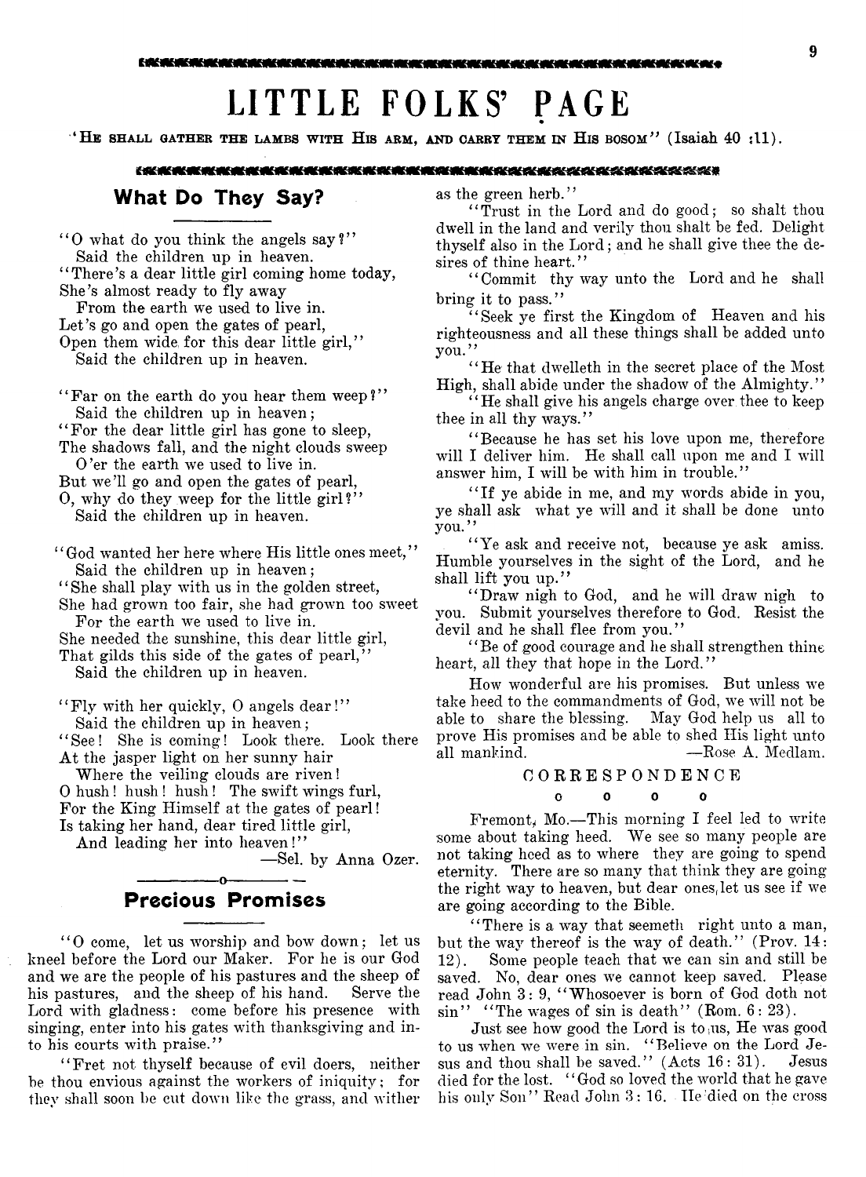# LITTLE FOLKS' PAGE

"HE SHALL GATHER THE LAMBS WITH HIS ARM, AND CARRY THEM IN HIS BOSOM" (Isaiah 40 :11).

## What Do They Say?

"O what do you think the angels say?"
Said the children up in heaven.
"There's a dear little girl coming home today,
She's almost ready to fly away
From the earth we used to live in.
Let's go and open the gates of pearl,
Open them wide for this dear little girl,"
Said the children up in heaven.

"Far on the earth do you hear them weep?"
Said the children up in heaven;
"For the dear little girl has gone to sleep,
The shadows fall, and the night clouds sweep
O'er the earth we used to live in.
But we'll go and open the gates of pearl,
O, why do they weep for the little girl?"
Said the children up in heaven.

"God wanted her here where His little ones meet,"
Said the children up in heaven;
"She shall play with us in the golden street,
She had grown too fair, she had grown too sweet
For the earth we used to live in.
She needed the sunshine, this dear little girl,
That gilds this side of the gates of pearl,"
Said the children up in heaven.

"Fly with her quickly, O angels dear!"
Said the children up in heaven;
"See! She is coming! Look there. Look there
At the jasper light on her sunny hair
Where the veiling clouds are riven!
O hush! hush! hush! The swift wings furl,
For the King Himself at the gates of pearl!
Is taking her hand, dear tired little girl,
And leading her into heaven!"

—Sel. by Anna Ozer.

## Precious Promises

"O come, let us worship and bow down; let us kneel before the Lord our Maker. For he is our God and we are the people of his pastures and the sheep of his pastures, and the sheep of his hand. Serve the Lord with gladness: come before his presence with singing, enter into his gates with thanksgiving and into his courts with praise."

"Fret not thyself because of evil doers, neither be thou envious against the workers of iniquity; for they shall soon be cut down like the grass, and wither as the green herb."

"Trust in the Lord and do good; so shalt thou dwell in the land and verily thou shalt be fed. Delight thyself also in the Lord; and he shall give thee the desires of thine heart."

"Commit thy way unto the Lord and he shall bring it to pass."

"Seek ye first the Kingdom of Heaven and his righteousness and all these things shall be added unto you."

"He that dwelleth in the secret place of the Most High, shall abide under the shadow of the Almighty."

"He shall give his angels charge over thee to keep thee in all thy ways."

"Because he has set his love upon me, therefore will I deliver him. He shall call upon me and I will answer him, I will be with him in trouble."

"If ye abide in me, and my words abide in you, ye shall ask what ye will and it shall be done unto you."

"Ye ask and receive not, because ye ask amiss. Humble yourselves in the sight of the Lord, and he shall lift you up."

"Draw nigh to God, and he will draw nigh to you. Submit yourselves therefore to God. Resist the devil and he shall flee from you."

"Be of good courage and he shall strengthen thine heart, all they that hope in the Lord."

How wonderful are his promises. But unless we take heed to the commandments of God, we will not be able to share the blessing. May God help us all to prove His promises and be able to shed His light unto all mankind. —Rose A. Medlam.

### CORRESPONDENCE

Fremont, Mo.—This morning I feel led to write some about taking heed. We see so many people are not taking heed as to where they are going to spend eternity. There are so many that think they are going the right way to heaven, but dear ones, let us see if we are going according to the Bible.

"There is a way that seemeth right unto a man, but the way thereof is the way of death." (Prov. 14: 12). Some people teach that we can sin and still be saved. No, dear ones we cannot keep saved. Please read John 3: 9, "Whosoever is born of God doth not sin" "The wages of sin is death" (Rom. 6: 23).

Just see how good the Lord is to us, He was good to us when we were in sin. "Believe on the Lord Jesus and thou shall be saved." (Acts 16: 31). Jesus died for the lost. "God so loved the world that he gave his only Son" Read John 3: 16. He died on the cross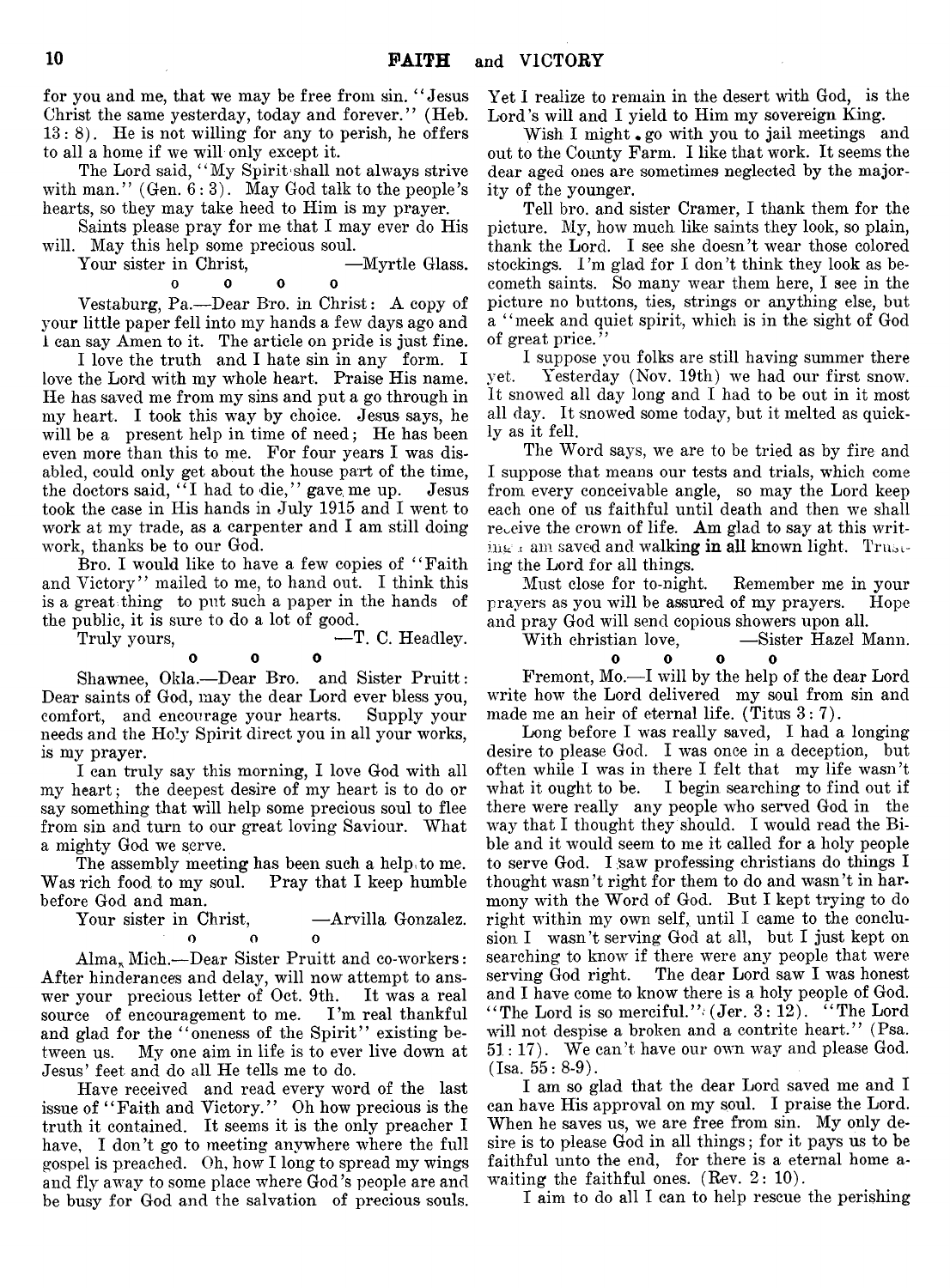for you and me, that we may be free from sin. "Jesus Christ the same yesterday, today and forever." (Heb. 13: 8). He is not willing for any to perish, he offers to all a home if we will only except it.

The Lord said, "My Spirit shall not always strive with man." (Gen. 6: 3). May God talk to the people's hearts, so they may take heed to Him is my prayer.

Saints please pray for me that I may ever do His will. May this help some precious soul.

Your sister in Christ, —Myrtle Glass.

o o o o

Vestaburg, Pa.—Dear Bro. in Christ: A copy of your little paper fell into my hands a few days ago and I can say Amen to it. The article on pride is just fine.

I love the truth and I hate sin in any form. I love the Lord with my whole heart. Praise His name. He has saved me from my sins and put a go through in my heart. I took this way by choice. Jesus says, he will be a present help in time of need; He has been even more than this to me. For four years I was disabled, could only get about the house part of the time, the doctors said, "I had to die," gave me up. Jesus took the case in His hands in July 1915 and I went to work at my trade, as a carpenter and I am still doing work, thanks be to our God.

Bro. I would like to have a few copies of "Faith and Victory" mailed to me, to hand out. I think this is a great thing to put such a paper in the hands of the public, it is sure to do a lot of good.

Truly yours, —T. C. Headley.

o o o

Shawnee, Okla.—Dear Bro. and Sister Pruitt: Dear saints of God, may the dear Lord ever bless you, comfort, and encourage your hearts. Supply your needs and the Holy Spirit direct you in all your works, is my prayer.

I can truly say this morning, I love God with all my heart; the deepest desire of my heart is to do or say something that will help some precious soul to flee from sin and turn to our great loving Saviour. What a mighty God we serve.

The assembly meeting has been such a help to me. Was rich food to my soul. Pray that I keep humble before God and man.

Your sister in Christ, —Arvilla Gonzalez.

o o o

Alma, Mich.—Dear Sister Pruitt and co-workers: After hinderances and delay, will now attempt to answer your precious letter of Oct. 9th. It was a real source of encouragement to me. I'm real thankful and glad for the "oneness of the Spirit" existing between us. My one aim in life is to ever live down at Jesus' feet and do all He tells me to do.

Have received and read every word of the last issue of "Faith and Victory." Oh how precious is the truth it contained. It seems it is the only preacher I have, I don't go to meeting anywhere where the full gospel is preached. Oh, how I long to spread my wings and fly away to some place where God's people are and be busy for God and the salvation of precious souls. Yet I realize to remain in the desert with God, is the Lord's will and I yield to Him my sovereign King.

Wish I might go with you to jail meetings and out to the County Farm. I like that work. It seems the dear aged ones are sometimes neglected by the majority of the younger.

Tell bro. and sister Cramer, I thank them for the picture. My, how much like saints they look, so plain, thank the Lord. I see she doesn't wear those colored stockings. I'm glad for I don't think they look as becometh saints. So many wear them here, I see in the picture no buttons, ties, strings or anything else, but a "meek and quiet spirit, which is in the sight of God of great price."

I suppose you folks are still having summer there yet. Yesterday (Nov. 19th) we had our first snow. It snowed all day long and I had to be out in it most all day. It snowed some today, but it melted as quickly as it fell.

The Word says, we are to be tried as by fire and I suppose that means our tests and trials, which come from every conceivable angle, so may the Lord keep each one of us faithful until death and then we shall receive the crown of life. Am glad to say at this writing I am saved and walking in all known light. Trusting the Lord for all things.

Must close for to-night. Remember me in your prayers as you will be assured of my prayers. Hope and pray God will send copious showers upon all.

With christian love, —Sister Hazel Mann.

o o o o

Fremont, Mo.—I will by the help of the dear Lord write how the Lord delivered my soul from sin and made me an heir of eternal life. (Titus 3: 7).

Long before I was really saved, I had a longing desire to please God. I was once in a deception, but often while I was in there I felt that my life wasn't what it ought to be. I begin searching to find out if there were really any people who served God in the way that I thought they should. I would read the Bible and it would seem to me it called for a holy people to serve God. I saw professing christians do things I thought wasn't right for them to do and wasn't in harmony with the Word of God. But I kept trying to do right within my own self, until I came to the conclusion I wasn't serving God at all, but I just kept on searching to know if there were any people that were serving God right. The dear Lord saw I was honest and I have come to know there is a holy people of God. "The Lord is so merciful." (Jer. 3: 12). "The Lord will not despise a broken and a contrite heart." (Psa. 51: 17). We can't have our own way and please God. (Isa. 55: 8-9).

I am so glad that the dear Lord saved me and I can have His approval on my soul. I praise the Lord. When he saves us, we are free from sin. My only desire is to please God in all things; for it pays us to be faithful unto the end, for there is a eternal home awaiting the faithful ones. (Rev. 2: 10).

I aim to do all I can to help rescue the perishing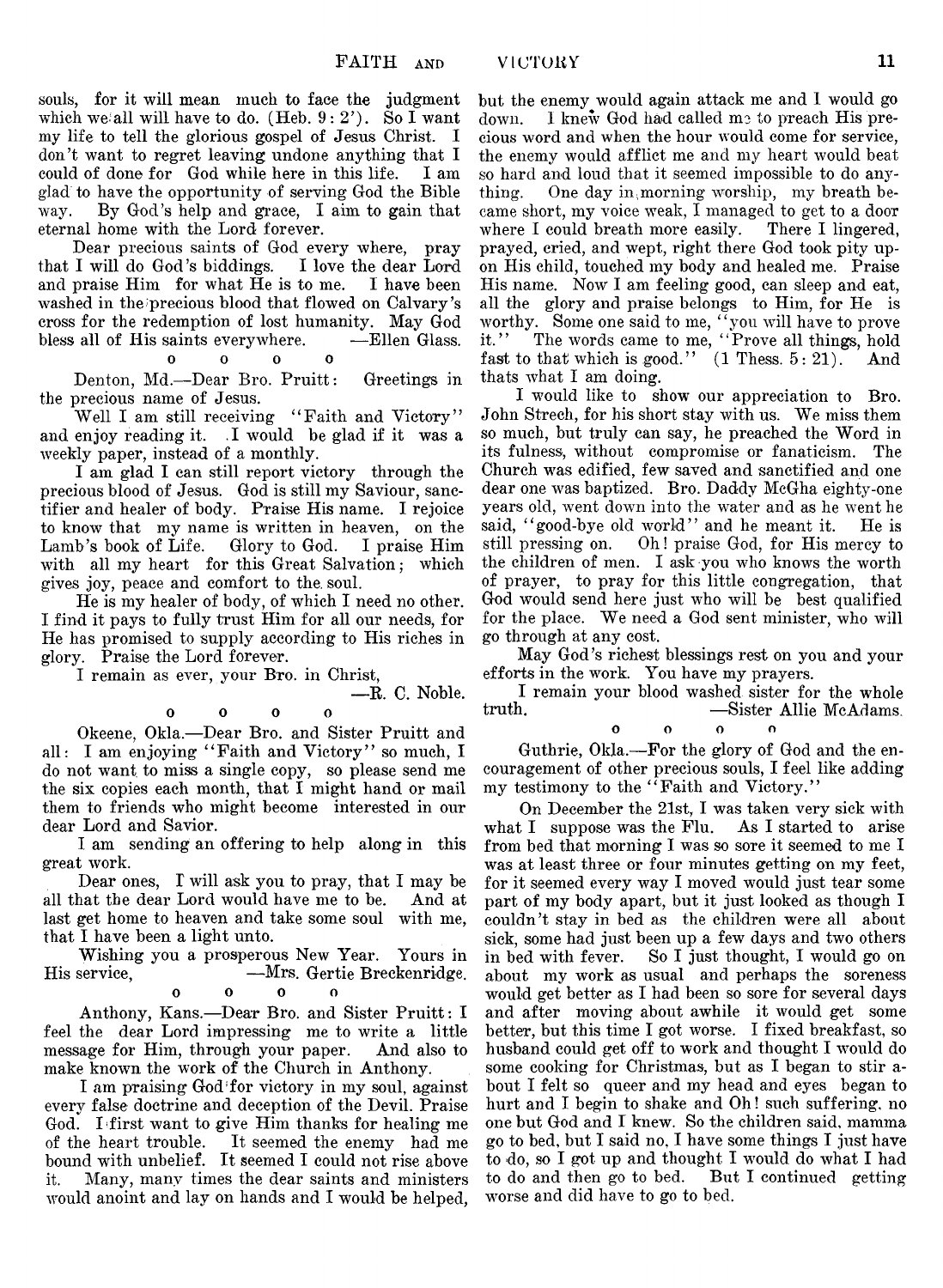souls, for it will mean much to face the judgment which we all will have to do. (Heb. 9: 2'). So I want my life to tell the glorious gospel of Jesus Christ. I don't want to regret leaving undone anything that I could of done for God while here in this life. I am glad to have the opportunity of serving God the Bible way. By God's help and grace, I aim to gain that eternal home with the Lord forever.

Dear precious saints of God every where, pray that I will do God's biddings. I love the dear Lord and praise Him for what He is to me. I have been washed in the precious blood that flowed on Calvary's cross for the redemption of lost humanity. May God bless all of His saints everywhere. —Ellen Glass.

o o o o

Denton, Md.—Dear Bro. Pruitt: Greetings in the precious name of Jesus.

Well I am still receiving "Faith and Victory" and enjoy reading it. I would be glad if it was a weekly paper, instead of a monthly.

I am glad I can still report victory through the precious blood of Jesus. God is still my Saviour, sanctifier and healer of body. Praise His name. I rejoice to know that my name is written in heaven, on the Lamb's book of Life. Glory to God. I praise Him with all my heart for this Great Salvation; which gives joy, peace and comfort to the soul.

He is my healer of body, of which I need no other. I find it pays to fully trust Him for all our needs, for He has promised to supply according to His riches in glory. Praise the Lord forever.

I remain as ever, your Bro. in Christ,

—R. C. Noble.

o o o o

Okeene, Okla.—Dear Bro. and Sister Pruitt and all: I am enjoying "Faith and Victory" so much, I do not want to miss a single copy, so please send me the six copies each month, that I might hand or mail them to friends who might become interested in our dear Lord and Savior.

I am sending an offering to help along in this great work.

Dear ones, I will ask you to pray, that I may be all that the dear Lord would have me to be. And at last get home to heaven and take some soul with me, that I have been a light unto.

Wishing you a prosperous New Year. Yours in His service, —Mrs. Gertie Breckenridge.

o o o o

Anthony, Kans.—Dear Bro. and Sister Pruitt: I feel the dear Lord impressing me to write a little message for Him, through your paper. And also to make known the work of the Church in Anthony.

I am praising God for victory in my soul, against every false doctrine and deception of the Devil. Praise God. I first want to give Him thanks for healing me of the heart trouble. It seemed the enemy had me bound with unbelief. It seemed I could not rise above it. Many, many times the dear saints and ministers would anoint and lay on hands and I would be helped, but the enemy would again attack me and I would go down. I knew God had called me to preach His precious word and when the hour would come for service, the enemy would afflict me and my heart would beat so hard and loud that it seemed impossible to do anything. One day in morning worship, my breath became short, my voice weak, I managed to get to a door where I could breath more easily. There I lingered, prayed, cried, and wept, right there God took pity upon His child, touched my body and healed me. Praise His name. Now I am feeling good, can sleep and eat, all the glory and praise belongs to Him, for He is worthy. Some one said to me, "you will have to prove it." The words came to me, "Prove all things, hold fast to that which is good." (1 Thess. 5: 21). And thats what I am doing.

I would like to show our appreciation to Bro. John Strech, for his short stay with us. We miss them so much, but truly can say, he preached the Word in its fulness, without compromise or fanaticism. The Church was edified, few saved and sanctified and one dear one was baptized. Bro. Daddy McGha eighty-one years old, went down into the water and as he went he said, "good-bye old world" and he meant it. He is still pressing on. Oh! praise God, for His mercy to the children of men. I ask you who knows the worth of prayer, to pray for this little congregation, that God would send here just who will be best qualified for the place. We need a God sent minister, who will go through at any cost.

May God's richest blessings rest on you and your efforts in the work. You have my prayers.

I remain your blood washed sister for the whole truth. —Sister Allie McAdams.

o o o o

Guthrie, Okla.—For the glory of God and the encouragement of other precious souls, I feel like adding my testimony to the "Faith and Victory."

On December the 21st, I was taken very sick with what I suppose was the Flu. As I started to arise from bed that morning I was so sore it seemed to me I was at least three or four minutes getting on my feet, for it seemed every way I moved would just tear some part of my body apart, but it just looked as though I couldn't stay in bed as the children were all about sick, some had just been up a few days and two others in bed with fever. So I just thought, I would go on about my work as usual and perhaps the soreness would get better as I had been so sore for several days and after moving about awhile it would get some better, but this time I got worse. I fixed breakfast, so husband could get off to work and thought I would do some cooking for Christmas, but as I began to stir about I felt so queer and my head and eyes began to hurt and I begin to shake and Oh! such suffering, no one but God and I knew. So the children said, mamma go to bed, but I said no, I have some things I just have to do, so I got up and thought I would do what I had to do and then go to bed. But I continued getting worse and did have to go to bed.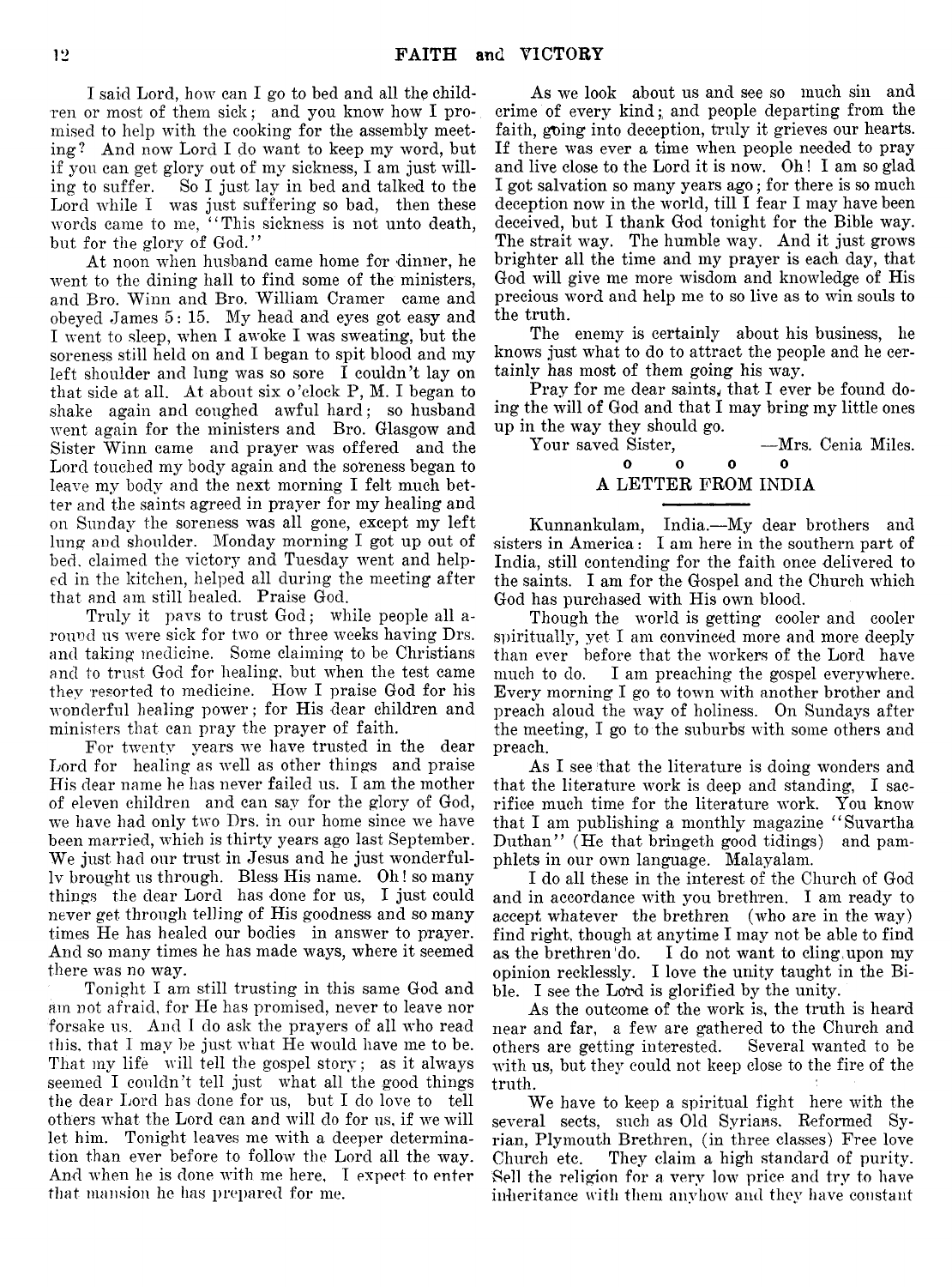I said Lord, how can I go to bed and all the children or most of them sick; and you know how I promised to help with the cooking for the assembly meeting? And now Lord I do want to keep my word, but if you can get glory out of my sickness, I am just willing to suffer. So I just lay in bed and talked to the Lord while I was just suffering so bad, then these words came to me, "This sickness is not unto death, but for the glory of God."

At noon when husband came home for dinner, he went to the dining hall to find some of the ministers, and Bro. Winn and Bro. William Cramer came and obeyed James 5: 15. My head and eyes got easy and I went to sleep, when I awoke I was sweating, but the soreness still held on and I began to spit blood and my left shoulder and lung was so sore I couldn't lay on that side at all. At about six o'clock P. M. I began to shake again and coughed awful hard; so husband went again for the ministers and Bro. Glasgow and Sister Winn came and prayer was offered and the Lord touched my body again and the soreness began to leave my body and the next morning I felt much better and the saints agreed in prayer for my healing and on Sunday the soreness was all gone, except my left lung and shoulder. Monday morning I got up out of bed, claimed the victory and Tuesday went and helped in the kitchen, helped all during the meeting after that and am still healed. Praise God.

Truly it pays to trust God; while people all around us were sick for two or three weeks having Drs. and taking medicine. Some claiming to be Christians and to trust God for healing, but when the test came they resorted to medicine. How I praise God for his wonderful healing power; for His dear children and ministers that can pray the prayer of faith.

For twenty years we have trusted in the dear Lord for healing as well as other things and praise His dear name he has never failed us. I am the mother of eleven children and can say for the glory of God, we have had only two Drs. in our home since we have been married, which is thirty years ago last September. We just had our trust in Jesus and he just wonderfully brought us through. Bless His name. Oh! so many things the dear Lord has done for us, I just could never get through telling of His goodness and so many times He has healed our bodies in answer to prayer. And so many times he has made ways, where it seemed there was no way.

Tonight I am still trusting in this same God and am not afraid, for He has promised, never to leave nor forsake us. And I do ask the prayers of all who read this, that I may be just what He would have me to be. That my life will tell the gospel story; as it always seemed I couldn't tell just what all the good things the dear Lord has done for us, but I do love to tell others what the Lord can and will do for us, if we will let him. Tonight leaves me with a deeper determination than ever before to follow the Lord all the way. And when he is done with me here, I expect to enter that mansion he has prepared for me.

As we look about us and see so much sin and crime of every kind; and people departing from the faith, going into deception, truly it grieves our hearts. If there was ever a time when people needed to pray and live close to the Lord it is now. Oh! I am so glad I got salvation so many years ago; for there is so much deception now in the world, till I fear I may have been deceived, but I thank God tonight for the Bible way. The strait way. The humble way. And it just grows brighter all the time and my prayer is each day, that God will give me more wisdom and knowledge of His precious word and help me to so live as to win souls to the truth.

The enemy is certainly about his business, he knows just what to do to attract the people and he certainly has most of them going his way.

Pray for me dear saints, that I ever be found doing the will of God and that I may bring my little ones up in the way they should go.

Your saved Sister, —Mrs. Cenia Miles.

o o o o

## A LETTER FROM INDIA

Kunnankulam, India.—My dear brothers and sisters in America: I am here in the southern part of India, still contending for the faith once delivered to the saints. I am for the Gospel and the Church which God has purchased with His own blood.

Though the world is getting cooler and cooler spiritually, yet I am convinced more and more deeply than ever before that the workers of the Lord have much to do. I am preaching the gospel everywhere. Every morning I go to town with another brother and preach aloud the way of holiness. On Sundays after the meeting, I go to the suburbs with some others and preach.

As I see that the literature is doing wonders and that the literature work is deep and standing, I sacrifice much time for the literature work. You know that I am publishing a monthly magazine "Suvartha Duthan" (He that bringeth good tidings) and pamphlets in our own language. Malayalam.

I do all these in the interest of the Church of God and in accordance with you brethren. I am ready to accept whatever the brethren (who are in the way) find right, though at anytime I may not be able to find as the brethren do. I do not want to cling upon my opinion recklessly. I love the unity taught in the Bible. I see the Lord is glorified by the unity.

As the outcome of the work is, the truth is heard near and far, a few are gathered to the Church and others are getting interested. Several wanted to be with us, but they could not keep close to the fire of the truth.

We have to keep a spiritual fight here with the several sects, such as Old Syrians. Reformed Syrian, Plymouth Brethren, (in three classes) Free love Church etc. They claim a high standard of purity. Sell the religion for a very low price and try to have inheritance with them anyhow and they have constant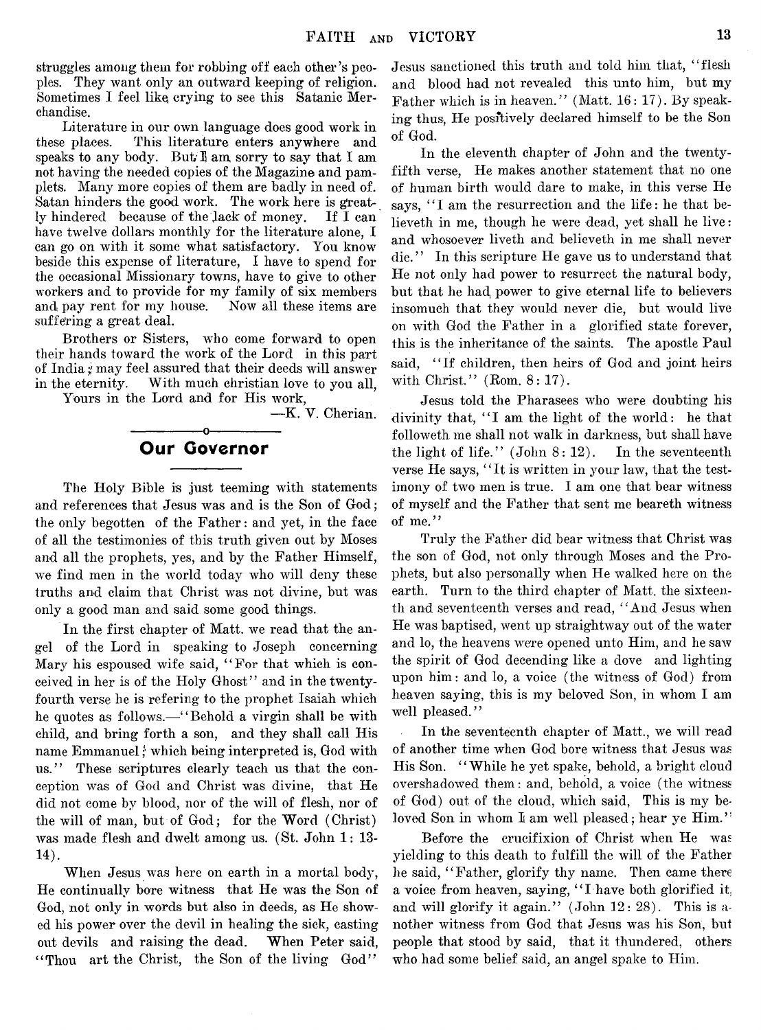struggles among them for robbing off each other's peoples. They want only an outward keeping of religion. Sometimes I feel like crying to see this Satanic Merchandise.

Literature in our own language does good work in these places. This literature enters anywhere and speaks to any body. But I am sorry to say that I am not having the needed copies of the Magazine and pamplets. Many more copies of them are badly in need of. Satan hinders the good work. The work here is greatly hindered because of the lack of money. If I can have twelve dollars monthly for the literature alone, I can go on with it some what satisfactory. You know beside this expense of literature, I have to spend for the occasional Missionary towns, have to give to other workers and to provide for my family of six members and pay rent for my house. Now all these items are suffering a great deal.

Brothers or Sisters, who come forward to open their hands toward the work of the Lord in this part of India; may feel assured that their deeds will answer in the eternity. With much christian love to you all,

Yours in the Lord and for His work,

—K. V. Cherian.

## Our Governor

The Holy Bible is just teeming with statements and references that Jesus was and is the Son of God; the only begotten of the Father: and yet, in the face of all the testimonies of this truth given out by Moses and all the prophets, yes, and by the Father Himself, we find men in the world today who will deny these truths and claim that Christ was not divine, but was only a good man and said some good things.

In the first chapter of Matt. we read that the angel of the Lord in speaking to Joseph concerning Mary his espoused wife said, "For that which is conceived in her is of the Holy Ghost" and in the twenty-fourth verse he is refering to the prophet Isaiah which he quotes as follows.—"Behold a virgin shall be with child, and bring forth a son, and they shall call His name Emmanuel; which being interpreted is, God with us." These scriptures clearly teach us that the conception was of God and Christ was divine, that He did not come by blood, nor of the will of flesh, nor of the will of man, but of God; for the Word (Christ) was made flesh and dwelt among us. (St. John 1: 13-14).

When Jesus was here on earth in a mortal body, He continually bore witness that He was the Son of God, not only in words but also in deeds, as He showed his power over the devil in healing the sick, casting out devils and raising the dead. When Peter said, "Thou art the Christ, the Son of the living God" Jesus sanctioned this truth and told him that, "flesh and blood had not revealed this unto him, but my Father which is in heaven." (Matt. 16: 17). By speaking thus, He positively declared himself to be the Son of God.

In the eleventh chapter of John and the twenty-fifth verse, He makes another statement that no one of human birth would dare to make, in this verse He says, "I am the resurrection and the life: he that believeth in me, though he were dead, yet shall he live: and whosoever liveth and believeth in me shall never die." In this scripture He gave us to understand that He not only had power to resurrect the natural body, but that he had power to give eternal life to believers insomuch that they would never die, but would live on with God the Father in a glorified state forever, this is the inheritance of the saints. The apostle Paul said, "If children, then heirs of God and joint heirs with Christ." (Rom. 8: 17).

Jesus told the Pharasees who were doubting his divinity that, "I am the light of the world: he that followeth me shall not walk in darkness, but shall have the light of life." (John 8: 12). In the seventeenth verse He says, "It is written in your law, that the testimony of two men is true. I am one that bear witness of myself and the Father that sent me beareth witness of me."

Truly the Father did bear witness that Christ was the son of God, not only through Moses and the Prophets, but also personally when He walked here on the earth. Turn to the third chapter of Matt. the sixteenth and seventeenth verses and read, "And Jesus when He was baptised, went up straightway out of the water and lo, the heavens were opened unto Him, and he saw the spirit of God decending like a dove and lighting upon him: and lo, a voice (the witness of God) from heaven saying, this is my beloved Son, in whom I am well pleased."

In the seventeenth chapter of Matt., we will read of another time when God bore witness that Jesus was His Son. "While he yet spake, behold, a bright cloud overshadowed them: and, behold, a voice (the witness of God) out of the cloud, which said, This is my beloved Son in whom I am well pleased; hear ye Him."

Before the crucifixion of Christ when He was yielding to this death to fulfill the will of the Father he said, "Father, glorify thy name. Then came there a voice from heaven, saying, "I have both glorified it, and will glorify it again." (John 12: 28). This is another witness from God that Jesus was his Son, but people that stood by said, that it thundered, others who had some belief said, an angel spake to Him.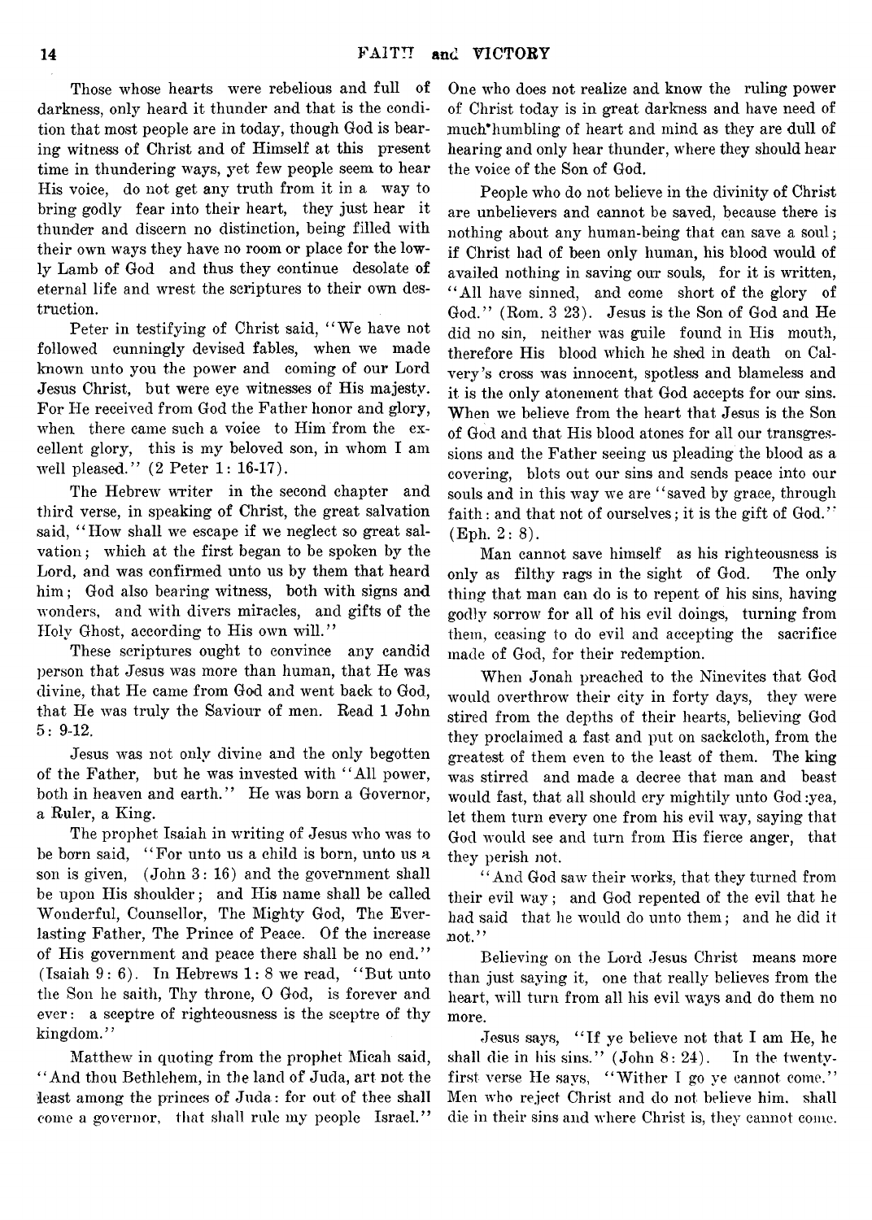Those whose hearts were rebelious and full of darkness, only heard it thunder and that is the condition that most people are in today, though God is bearing witness of Christ and of Himself at this present time in thundering ways, yet few people seem to hear His voice, do not get any truth from it in a way to bring godly fear into their heart, they just hear it thunder and discern no distinction, being filled with their own ways they have no room or place for the lowly Lamb of God and thus they continue desolate of eternal life and wrest the scriptures to their own destruction.

Peter in testifying of Christ said, "We have not followed cunningly devised fables, when we made known unto you the power and coming of our Lord Jesus Christ, but were eye witnesses of His majesty. For He received from God the Father honor and glory, when there came such a voice to Him from the excellent glory, this is my beloved son, in whom I am well pleased." (2 Peter 1: 16-17).

The Hebrew writer in the second chapter and third verse, in speaking of Christ, the great salvation said, "How shall we escape if we neglect so great salvation; which at the first began to be spoken by the Lord, and was confirmed unto us by them that heard him; God also bearing witness, both with signs and wonders, and with divers miracles, and gifts of the Holy Ghost, according to His own will."

These scriptures ought to convince any candid person that Jesus was more than human, that He was divine, that He came from God and went back to God, that He was truly the Saviour of men. Read 1 John 5: 9-12.

Jesus was not only divine and the only begotten of the Father, but he was invested with "All power, both in heaven and earth." He was born a Governor, a Ruler, a King.

The prophet Isaiah in writing of Jesus who was to be born said, "For unto us a child is born, unto us a son is given, (John 3: 16) and the government shall be upon His shoulder; and His name shall be called Wonderful, Counsellor, The Mighty God, The Everlasting Father, The Prince of Peace. Of the increase of His government and peace there shall be no end." (Isaiah 9: 6). In Hebrews 1: 8 we read, "But unto the Son he saith, Thy throne, O God, is forever and ever: a sceptre of righteousness is the sceptre of thy kingdom."

Matthew in quoting from the prophet Micah said, "And thou Bethlehem, in the land of Juda, art not the least among the princes of Juda: for out of thee shall come a governor, that shall rule my people Israel." One who does not realize and know the ruling power of Christ today is in great darkness and have need of much humbling of heart and mind as they are dull of hearing and only hear thunder, where they should hear the voice of the Son of God.

People who do not believe in the divinity of Christ are unbelievers and cannot be saved, because there is nothing about any human-being that can save a soul; if Christ had of been only human, his blood would of availed nothing in saving our souls, for it is written, "All have sinned, and come short of the glory of God." (Rom. 3 23). Jesus is the Son of God and He did no sin, neither was guile found in His mouth, therefore His blood which he shed in death on Calvery's cross was innocent, spotless and blameless and it is the only atonement that God accepts for our sins. When we believe from the heart that Jesus is the Son of God and that His blood atones for all our transgressions and the Father seeing us pleading the blood as a covering, blots out our sins and sends peace into our souls and in this way we are "saved by grace, through faith: and that not of ourselves; it is the gift of God." (Eph. 2: 8).

Man cannot save himself as his righteousness is only as filthy rags in the sight of God. The only thing that man can do is to repent of his sins, having godly sorrow for all of his evil doings, turning from them, ceasing to do evil and accepting the sacrifice made of God, for their redemption.

When Jonah preached to the Ninevites that God would overthrow their city in forty days, they were stired from the depths of their hearts, believing God they proclaimed a fast and put on sackcloth, from the greatest of them even to the least of them. The king was stirred and made a decree that man and beast would fast, that all should cry mightily unto God :yea, let them turn every one from his evil way, saying that God would see and turn from His fierce anger, that they perish not.

"And God saw their works, that they turned from their evil way; and God repented of the evil that he had said that he would do unto them; and he did it not."

Believing on the Lord Jesus Christ means more than just saying it, one that really believes from the heart, will turn from all his evil ways and do them no more.

Jesus says, "If ye believe not that I am He, he shall die in his sins." (John 8: 24). In the twenty-first verse He says, "Wither I go ye cannot come." Men who reject Christ and do not believe him. shall die in their sins and where Christ is, they cannot come.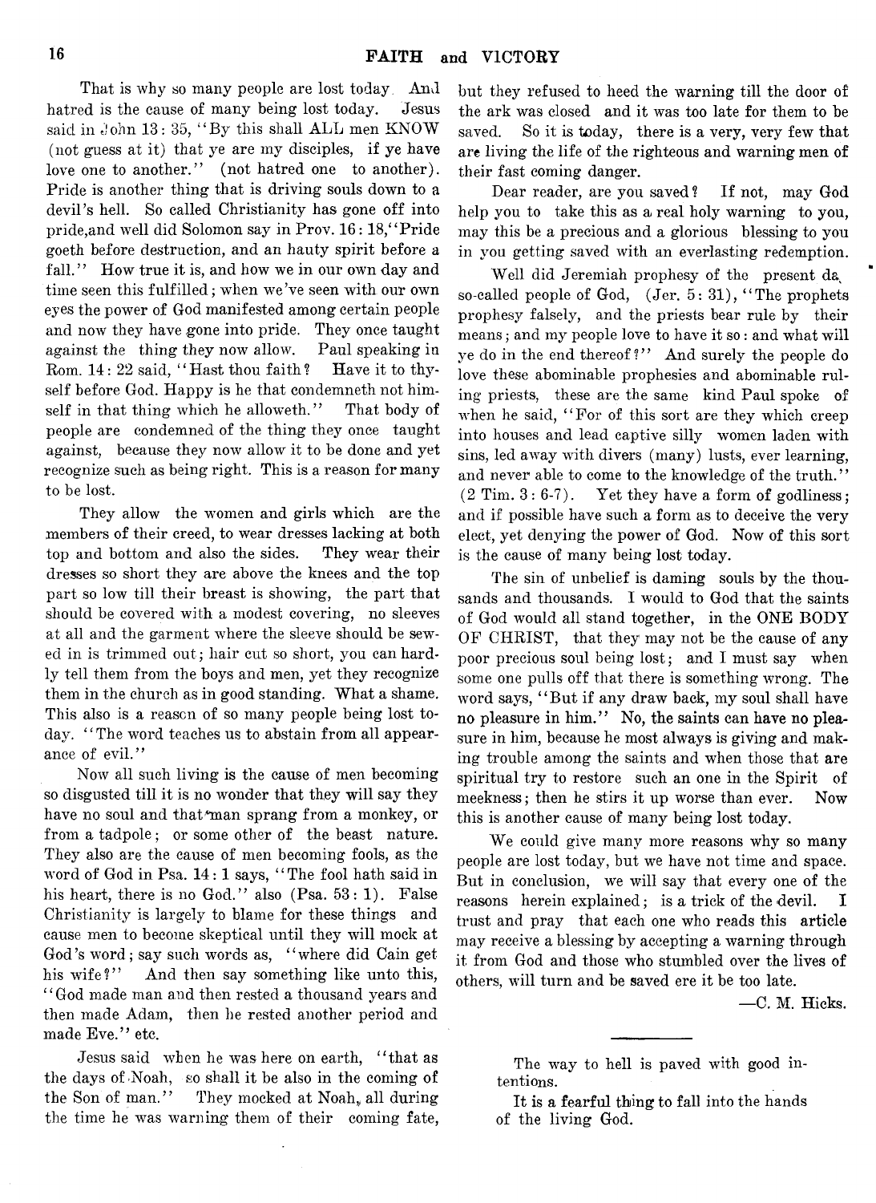That is why so many people are lost today. And hatred is the cause of many being lost today. Jesus said in John 13: 35, "By this shall ALL men KNOW (not guess at it) that ye are my disciples, if ye have love one to another." (not hatred one to another). Pride is another thing that is driving souls down to a devil's hell. So called Christianity has gone off into pride,and well did Solomon say in Prov. 16: 18,"Pride goeth before destruction, and an hauty spirit before a fall." How true it is, and how we in our own day and time seen this fulfilled; when we've seen with our own eyes the power of God manifested among certain people and now they have gone into pride. They once taught against the thing they now allow. Paul speaking in Rom. 14: 22 said, "Hast thou faith? Have it to thyself before God. Happy is he that condemneth not himself in that thing which he alloweth." That body of people are condemned of the thing they once taught against, because they now allow it to be done and yet recognize such as being right. This is a reason for many to be lost.

They allow the women and girls which are the members of their creed, to wear dresses lacking at both top and bottom and also the sides. They wear their dresses so short they are above the knees and the top part so low till their breast is showing, the part that should be covered with a modest covering, no sleeves at all and the garment where the sleeve should be sewed in is trimmed out; hair cut so short, you can hardly tell them from the boys and men, yet they recognize them in the church as in good standing. What a shame. This also is a reason of so many people being lost today. "The word teaches us to abstain from all appearance of evil."

Now all such living is the cause of men becoming so disgusted till it is no wonder that they will say they have no soul and that man sprang from a monkey, or from a tadpole; or some other of the beast nature. They also are the cause of men becoming fools, as the word of God in Psa. 14: 1 says, "The fool hath said in his heart, there is no God." also (Psa. 53: 1). False Christianity is largely to blame for these things and cause men to become skeptical until they will mock at God's word; say such words as, "where did Cain get his wife?" And then say something like unto this, "God made man and then rested a thousand years and then made Adam, then he rested another period and made Eve." etc.

Jesus said when he was here on earth, "that as the days of Noah, so shall it be also in the coming of the Son of man." They mocked at Noah, all during the time he was warning them of their coming fate, but they refused to heed the warning till the door of the ark was closed and it was too late for them to be saved. So it is today, there is a very, very few that are living the life of the righteous and warning men of their fast coming danger.

Dear reader, are you saved? If not, may God help you to take this as a real holy warning to you, may this be a precious and a glorious blessing to you in you getting saved with an everlasting redemption.

Well did Jeremiah prophesy of the present da so-called people of God, (Jer. 5: 31), "The prophets prophesy falsely, and the priests bear rule by their means; and my people love to have it so: and what will ye do in the end thereof?" And surely the people do love these abominable prophesies and abominable ruling priests, these are the same kind Paul spoke of when he said, "For of this sort are they which creep into houses and lead captive silly women laden with sins, led away with divers (many) lusts, ever learning, and never able to come to the knowledge of the truth." (2 Tim. 3: 6-7). Yet they have a form of godliness; and if possible have such a form as to deceive the very elect, yet denying the power of God. Now of this sort is the cause of many being lost today.

The sin of unbelief is daming souls by the thousands and thousands. I would to God that the saints of God would all stand together, in the ONE BODY OF CHRIST, that they may not be the cause of any poor precious soul being lost; and I must say when some one pulls off that there is something wrong. The word says, "But if any draw back, my soul shall have no pleasure in him." No, the saints can have no pleasure in him, because he most always is giving and making trouble among the saints and when those that are spiritual try to restore such an one in the Spirit of meekness; then he stirs it up worse than ever. Now this is another cause of many being lost today.

We could give many more reasons why so many people are lost today, but we have not time and space. But in conclusion, we will say that every one of the reasons herein explained; is a trick of the devil. I trust and pray that each one who reads this article may receive a blessing by accepting a warning through it from God and those who stumbled over the lives of others, will turn and be saved ere it be too late.

—C. M. Hicks.

---

The way to hell is paved with good intentions.

It is a fearful thing to fall into the hands of the living God.